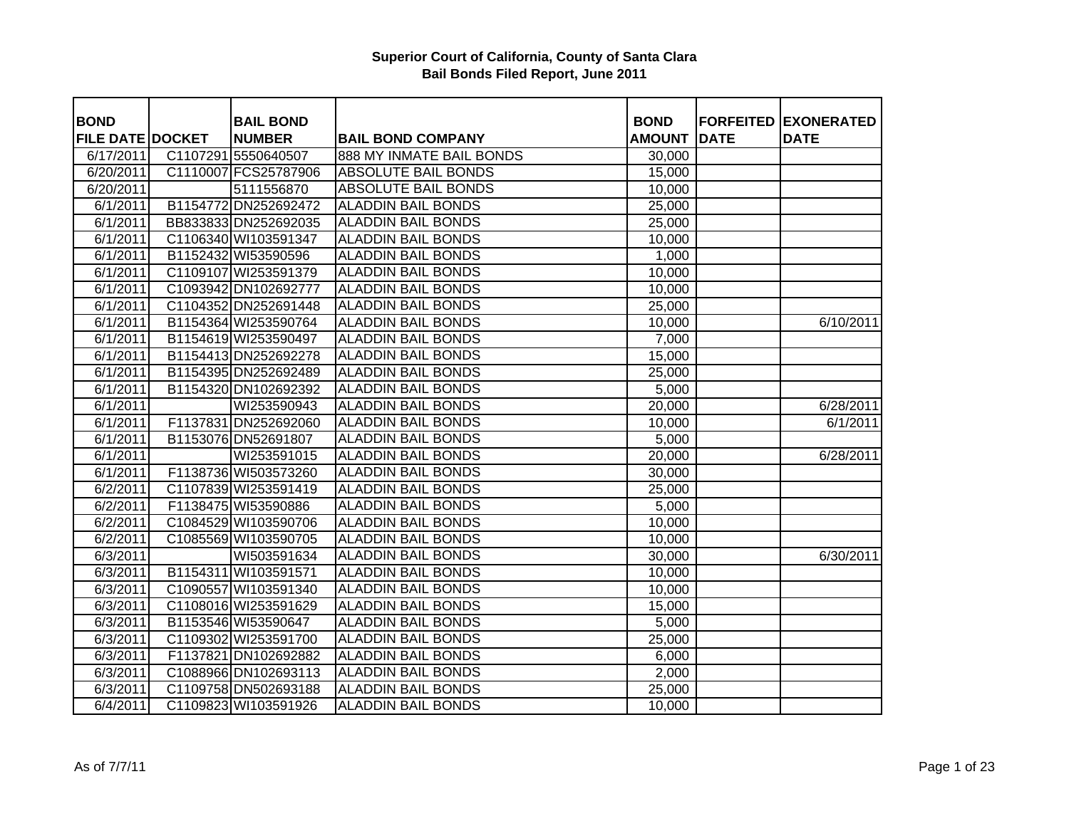# Superior Court of California, County of Santa Clara
## Bail Bonds Filed Report, June 2011

| BOND FILE DATE | DOCKET | BAIL BOND NUMBER | BAIL BOND COMPANY | BOND AMOUNT | FORFEITED DATE | EXONERATED DATE |
|---|---|---|---|---|---|---|
| 6/17/2011 | C1107291 | 5550640507 | 888 MY INMATE BAIL BONDS | 30,000 | | |
| 6/20/2011 | C1110007 | FCS25787906 | ABSOLUTE BAIL BONDS | 15,000 | | |
| 6/20/2011 | | 5111556870 | ABSOLUTE BAIL BONDS | 10,000 | | |
| 6/1/2011 | B1154772 | DN252692472 | ALADDIN BAIL BONDS | 25,000 | | |
| 6/1/2011 | BB833833 | DN252692035 | ALADDIN BAIL BONDS | 25,000 | | |
| 6/1/2011 | C1106340 | WI103591347 | ALADDIN BAIL BONDS | 10,000 | | |
| 6/1/2011 | B1152432 | WI53590596 | ALADDIN BAIL BONDS | 1,000 | | |
| 6/1/2011 | C1109107 | WI253591379 | ALADDIN BAIL BONDS | 10,000 | | |
| 6/1/2011 | C1093942 | DN102692777 | ALADDIN BAIL BONDS | 10,000 | | |
| 6/1/2011 | C1104352 | DN252691448 | ALADDIN BAIL BONDS | 25,000 | | |
| 6/1/2011 | B1154364 | WI253590764 | ALADDIN BAIL BONDS | 10,000 | | 6/10/2011 |
| 6/1/2011 | B1154619 | WI253590497 | ALADDIN BAIL BONDS | 7,000 | | |
| 6/1/2011 | B1154413 | DN252692278 | ALADDIN BAIL BONDS | 15,000 | | |
| 6/1/2011 | B1154395 | DN252692489 | ALADDIN BAIL BONDS | 25,000 | | |
| 6/1/2011 | B1154320 | DN102692392 | ALADDIN BAIL BONDS | 5,000 | | |
| 6/1/2011 | | WI253590943 | ALADDIN BAIL BONDS | 20,000 | | 6/28/2011 |
| 6/1/2011 | F1137831 | DN252692060 | ALADDIN BAIL BONDS | 10,000 | | 6/1/2011 |
| 6/1/2011 | B1153076 | DN52691807 | ALADDIN BAIL BONDS | 5,000 | | |
| 6/1/2011 | | WI253591015 | ALADDIN BAIL BONDS | 20,000 | | 6/28/2011 |
| 6/1/2011 | F1138736 | WI503573260 | ALADDIN BAIL BONDS | 30,000 | | |
| 6/2/2011 | C1107839 | WI253591419 | ALADDIN BAIL BONDS | 25,000 | | |
| 6/2/2011 | F1138475 | WI53590886 | ALADDIN BAIL BONDS | 5,000 | | |
| 6/2/2011 | C1084529 | WI103590706 | ALADDIN BAIL BONDS | 10,000 | | |
| 6/2/2011 | C1085569 | WI103590705 | ALADDIN BAIL BONDS | 10,000 | | |
| 6/3/2011 | | WI503591634 | ALADDIN BAIL BONDS | 30,000 | | 6/30/2011 |
| 6/3/2011 | B1154311 | WI103591571 | ALADDIN BAIL BONDS | 10,000 | | |
| 6/3/2011 | C1090557 | WI103591340 | ALADDIN BAIL BONDS | 10,000 | | |
| 6/3/2011 | C1108016 | WI253591629 | ALADDIN BAIL BONDS | 15,000 | | |
| 6/3/2011 | B1153546 | WI53590647 | ALADDIN BAIL BONDS | 5,000 | | |
| 6/3/2011 | C1109302 | WI253591700 | ALADDIN BAIL BONDS | 25,000 | | |
| 6/3/2011 | F1137821 | DN102692882 | ALADDIN BAIL BONDS | 6,000 | | |
| 6/3/2011 | C1088966 | DN102693113 | ALADDIN BAIL BONDS | 2,000 | | |
| 6/3/2011 | C1109758 | DN502693188 | ALADDIN BAIL BONDS | 25,000 | | |
| 6/4/2011 | C1109823 | WI103591926 | ALADDIN BAIL BONDS | 10,000 | | |

As of 7/7/11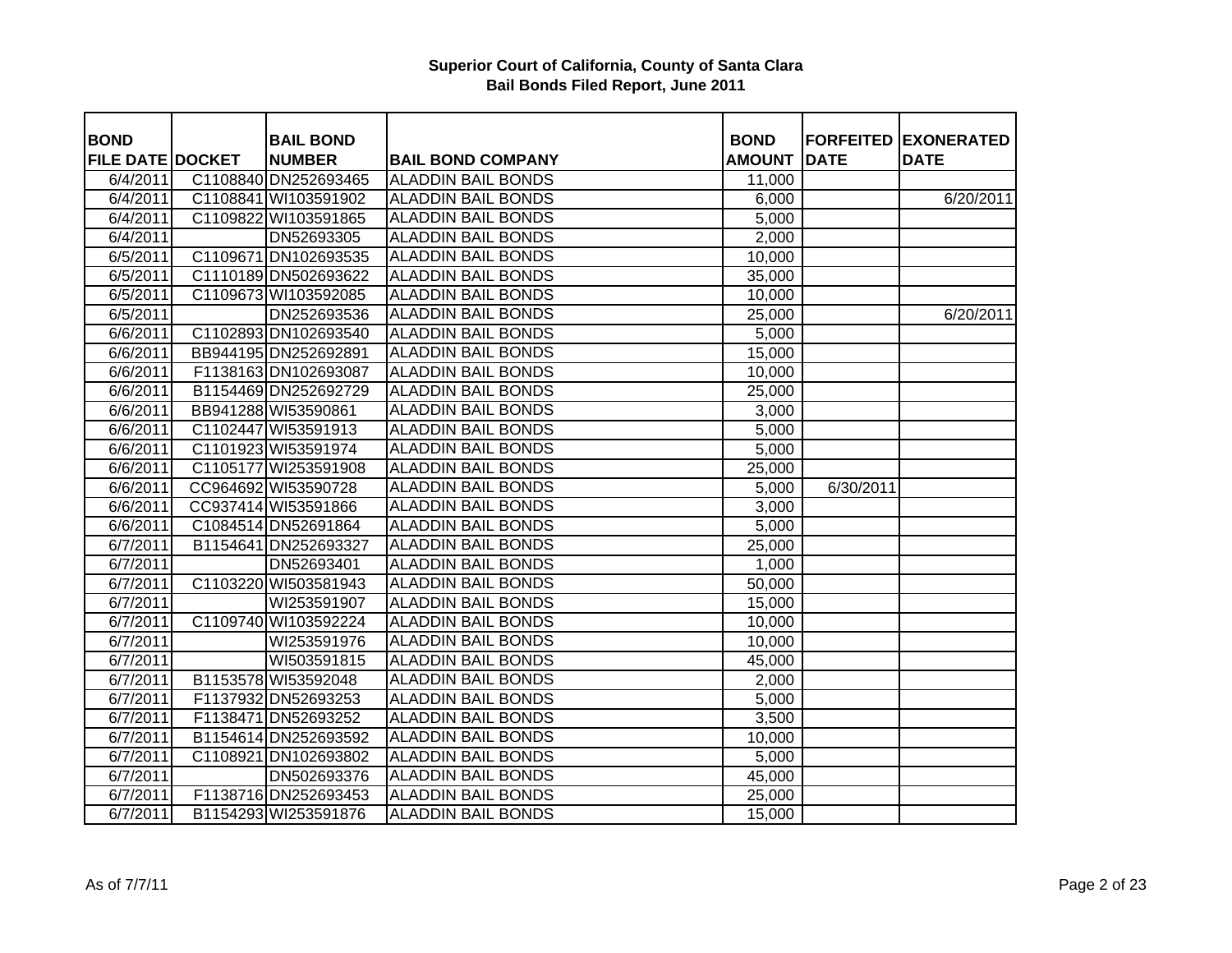# Superior Court of California, County of Santa Clara
## Bail Bonds Filed Report, June 2011

| BOND FILE DATE | DOCKET | BAIL BOND NUMBER | BAIL BOND COMPANY | BOND AMOUNT | FORFEITED DATE | EXONERATED DATE |
|---|---|---|---|---|---|---|
| 6/4/2011 | C1108840 | DN252693465 | ALADDIN BAIL BONDS | 11,000 | | |
| 6/4/2011 | C1108841 | WI103591902 | ALADDIN BAIL BONDS | 6,000 | | 6/20/2011 |
| 6/4/2011 | C1109822 | WI103591865 | ALADDIN BAIL BONDS | 5,000 | | |
| 6/4/2011 | | DN52693305 | ALADDIN BAIL BONDS | 2,000 | | |
| 6/5/2011 | C1109671 | DN102693535 | ALADDIN BAIL BONDS | 10,000 | | |
| 6/5/2011 | C1110189 | DN502693622 | ALADDIN BAIL BONDS | 35,000 | | |
| 6/5/2011 | C1109673 | WI103592085 | ALADDIN BAIL BONDS | 10,000 | | |
| 6/5/2011 | | DN252693536 | ALADDIN BAIL BONDS | 25,000 | | 6/20/2011 |
| 6/6/2011 | C1102893 | DN102693540 | ALADDIN BAIL BONDS | 5,000 | | |
| 6/6/2011 | BB944195 | DN252692891 | ALADDIN BAIL BONDS | 15,000 | | |
| 6/6/2011 | F1138163 | DN102693087 | ALADDIN BAIL BONDS | 10,000 | | |
| 6/6/2011 | B1154469 | DN252692729 | ALADDIN BAIL BONDS | 25,000 | | |
| 6/6/2011 | BB941288 | WI53590861 | ALADDIN BAIL BONDS | 3,000 | | |
| 6/6/2011 | C1102447 | WI53591913 | ALADDIN BAIL BONDS | 5,000 | | |
| 6/6/2011 | C1101923 | WI53591974 | ALADDIN BAIL BONDS | 5,000 | | |
| 6/6/2011 | C1105177 | WI253591908 | ALADDIN BAIL BONDS | 25,000 | | |
| 6/6/2011 | CC964692 | WI53590728 | ALADDIN BAIL BONDS | 5,000 | 6/30/2011 | |
| 6/6/2011 | CC937414 | WI53591866 | ALADDIN BAIL BONDS | 3,000 | | |
| 6/6/2011 | C1084514 | DN52691864 | ALADDIN BAIL BONDS | 5,000 | | |
| 6/7/2011 | B1154641 | DN252693327 | ALADDIN BAIL BONDS | 25,000 | | |
| 6/7/2011 | | DN52693401 | ALADDIN BAIL BONDS | 1,000 | | |
| 6/7/2011 | C1103220 | WI503581943 | ALADDIN BAIL BONDS | 50,000 | | |
| 6/7/2011 | | WI253591907 | ALADDIN BAIL BONDS | 15,000 | | |
| 6/7/2011 | C1109740 | WI103592224 | ALADDIN BAIL BONDS | 10,000 | | |
| 6/7/2011 | | WI253591976 | ALADDIN BAIL BONDS | 10,000 | | |
| 6/7/2011 | | WI503591815 | ALADDIN BAIL BONDS | 45,000 | | |
| 6/7/2011 | B1153578 | WI53592048 | ALADDIN BAIL BONDS | 2,000 | | |
| 6/7/2011 | F1137932 | DN52693253 | ALADDIN BAIL BONDS | 5,000 | | |
| 6/7/2011 | F1138471 | DN52693252 | ALADDIN BAIL BONDS | 3,500 | | |
| 6/7/2011 | B1154614 | DN252693592 | ALADDIN BAIL BONDS | 10,000 | | |
| 6/7/2011 | C1108921 | DN102693802 | ALADDIN BAIL BONDS | 5,000 | | |
| 6/7/2011 | | DN502693376 | ALADDIN BAIL BONDS | 45,000 | | |
| 6/7/2011 | F1138716 | DN252693453 | ALADDIN BAIL BONDS | 25,000 | | |
| 6/7/2011 | B1154293 | WI253591876 | ALADDIN BAIL BONDS | 15,000 | | |

As of 7/7/11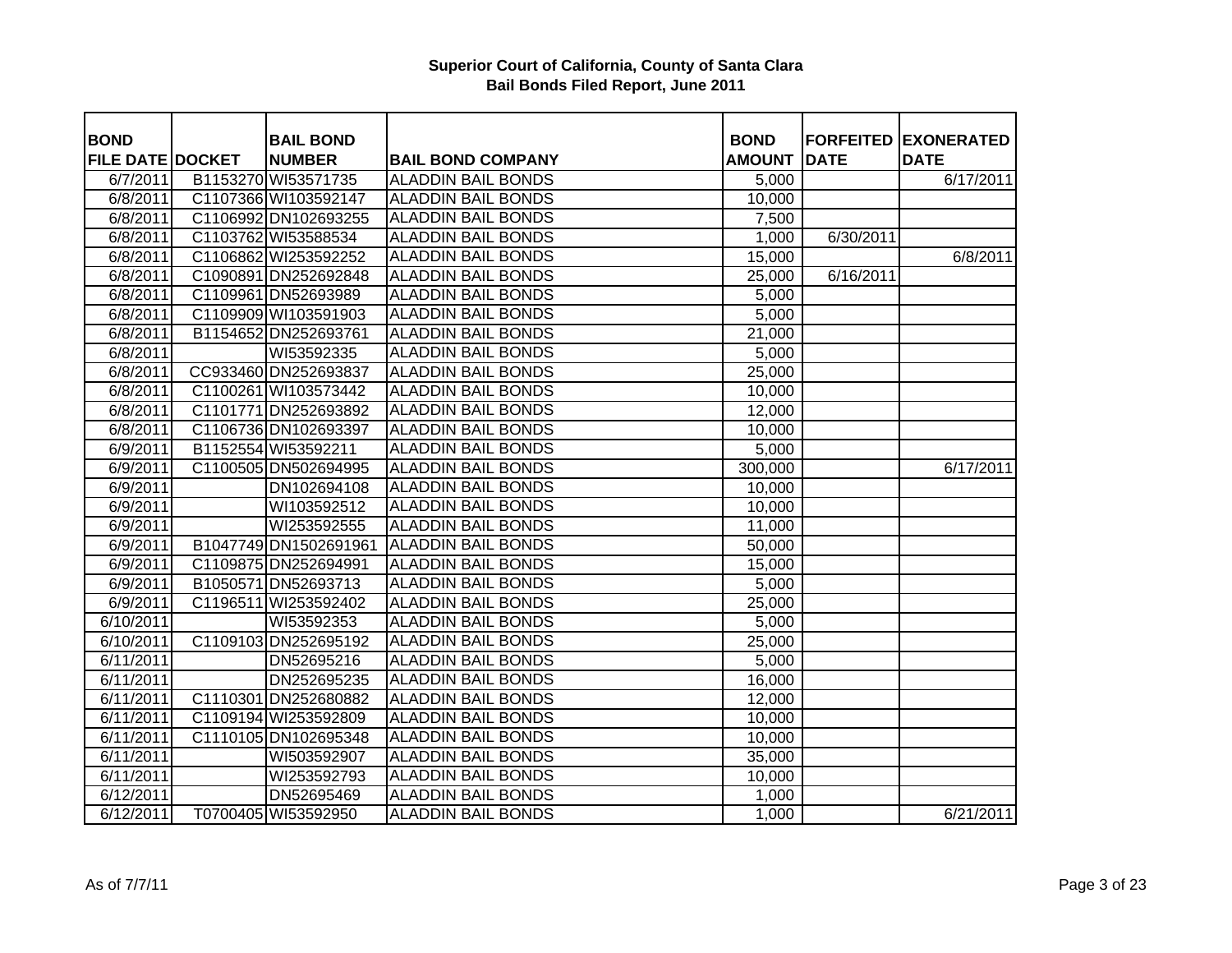**Superior Court of California, County of Santa Clara**
**Bail Bonds Filed Report, June 2011**

| BOND FILE DATE | DOCKET | BAIL BOND NUMBER | BAIL BOND COMPANY | BOND AMOUNT | FORFEITED DATE | EXONERATED DATE |
|---|---|---|---|---|---|---|
| 6/7/2011 | B1153270 | WI53571735 | ALADDIN BAIL BONDS | 5,000 | | 6/17/2011 |
| 6/8/2011 | C1107366 | WI103592147 | ALADDIN BAIL BONDS | 10,000 | | |
| 6/8/2011 | C1106992 | DN102693255 | ALADDIN BAIL BONDS | 7,500 | | |
| 6/8/2011 | C1103762 | WI53588534 | ALADDIN BAIL BONDS | 1,000 | 6/30/2011 | |
| 6/8/2011 | C1106862 | WI253592252 | ALADDIN BAIL BONDS | 15,000 | | 6/8/2011 |
| 6/8/2011 | C1090891 | DN252692848 | ALADDIN BAIL BONDS | 25,000 | 6/16/2011 | |
| 6/8/2011 | C1109961 | DN52693989 | ALADDIN BAIL BONDS | 5,000 | | |
| 6/8/2011 | C1109909 | WI103591903 | ALADDIN BAIL BONDS | 5,000 | | |
| 6/8/2011 | B1154652 | DN252693761 | ALADDIN BAIL BONDS | 21,000 | | |
| 6/8/2011 | | WI53592335 | ALADDIN BAIL BONDS | 5,000 | | |
| 6/8/2011 | CC933460 | DN252693837 | ALADDIN BAIL BONDS | 25,000 | | |
| 6/8/2011 | C1100261 | WI103573442 | ALADDIN BAIL BONDS | 10,000 | | |
| 6/8/2011 | C1101771 | DN252693892 | ALADDIN BAIL BONDS | 12,000 | | |
| 6/8/2011 | C1106736 | DN102693397 | ALADDIN BAIL BONDS | 10,000 | | |
| 6/9/2011 | B1152554 | WI53592211 | ALADDIN BAIL BONDS | 5,000 | | |
| 6/9/2011 | C1100505 | DN502694995 | ALADDIN BAIL BONDS | 300,000 | | 6/17/2011 |
| 6/9/2011 | | DN102694108 | ALADDIN BAIL BONDS | 10,000 | | |
| 6/9/2011 | | WI103592512 | ALADDIN BAIL BONDS | 10,000 | | |
| 6/9/2011 | | WI253592555 | ALADDIN BAIL BONDS | 11,000 | | |
| 6/9/2011 | B1047749 | DN1502691961 | ALADDIN BAIL BONDS | 50,000 | | |
| 6/9/2011 | C1109875 | DN252694991 | ALADDIN BAIL BONDS | 15,000 | | |
| 6/9/2011 | B1050571 | DN52693713 | ALADDIN BAIL BONDS | 5,000 | | |
| 6/9/2011 | C1196511 | WI253592402 | ALADDIN BAIL BONDS | 25,000 | | |
| 6/10/2011 | | WI53592353 | ALADDIN BAIL BONDS | 5,000 | | |
| 6/10/2011 | C1109103 | DN252695192 | ALADDIN BAIL BONDS | 25,000 | | |
| 6/11/2011 | | DN52695216 | ALADDIN BAIL BONDS | 5,000 | | |
| 6/11/2011 | | DN252695235 | ALADDIN BAIL BONDS | 16,000 | | |
| 6/11/2011 | C1110301 | DN252680882 | ALADDIN BAIL BONDS | 12,000 | | |
| 6/11/2011 | C1109194 | WI253592809 | ALADDIN BAIL BONDS | 10,000 | | |
| 6/11/2011 | C1110105 | DN102695348 | ALADDIN BAIL BONDS | 10,000 | | |
| 6/11/2011 | | WI503592907 | ALADDIN BAIL BONDS | 35,000 | | |
| 6/11/2011 | | WI253592793 | ALADDIN BAIL BONDS | 10,000 | | |
| 6/12/2011 | | DN52695469 | ALADDIN BAIL BONDS | 1,000 | | |
| 6/12/2011 | T0700405 | WI53592950 | ALADDIN BAIL BONDS | 1,000 | | 6/21/2011 |

As of 7/7/11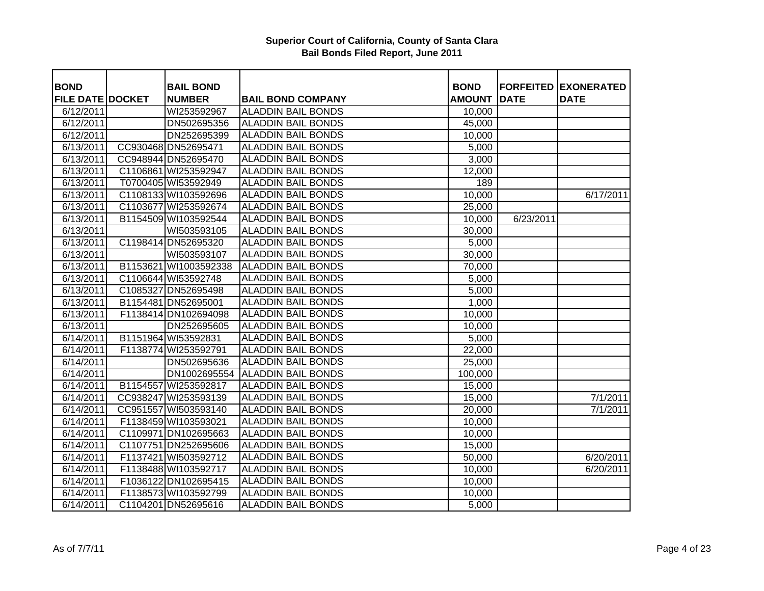# Superior Court of California, County of Santa Clara
## Bail Bonds Filed Report, June 2011

| BOND FILE DATE | DOCKET | BAIL BOND NUMBER | BAIL BOND COMPANY | BOND AMOUNT | FORFEITED DATE | EXONERATED DATE |
|---|---|---|---|---|---|---|
| 6/12/2011 | | WI253592967 | ALADDIN BAIL BONDS | 10,000 | | |
| 6/12/2011 | | DN502695356 | ALADDIN BAIL BONDS | 45,000 | | |
| 6/12/2011 | | DN252695399 | ALADDIN BAIL BONDS | 10,000 | | |
| 6/13/2011 | CC930468 | DN52695471 | ALADDIN BAIL BONDS | 5,000 | | |
| 6/13/2011 | CC948944 | DN52695470 | ALADDIN BAIL BONDS | 3,000 | | |
| 6/13/2011 | C1106861 | WI253592947 | ALADDIN BAIL BONDS | 12,000 | | |
| 6/13/2011 | T0700405 | WI53592949 | ALADDIN BAIL BONDS | 189 | | |
| 6/13/2011 | C1108133 | WI103592696 | ALADDIN BAIL BONDS | 10,000 | | 6/17/2011 |
| 6/13/2011 | C1103677 | WI253592674 | ALADDIN BAIL BONDS | 25,000 | | |
| 6/13/2011 | B1154509 | WI103592544 | ALADDIN BAIL BONDS | 10,000 | 6/23/2011 | |
| 6/13/2011 | | WI503593105 | ALADDIN BAIL BONDS | 30,000 | | |
| 6/13/2011 | C1198414 | DN52695320 | ALADDIN BAIL BONDS | 5,000 | | |
| 6/13/2011 | | WI503593107 | ALADDIN BAIL BONDS | 30,000 | | |
| 6/13/2011 | B1153621 | WI1003592338 | ALADDIN BAIL BONDS | 70,000 | | |
| 6/13/2011 | C1106644 | WI53592748 | ALADDIN BAIL BONDS | 5,000 | | |
| 6/13/2011 | C1085327 | DN52695498 | ALADDIN BAIL BONDS | 5,000 | | |
| 6/13/2011 | B1154481 | DN52695001 | ALADDIN BAIL BONDS | 1,000 | | |
| 6/13/2011 | F1138414 | DN102694098 | ALADDIN BAIL BONDS | 10,000 | | |
| 6/13/2011 | | DN252695605 | ALADDIN BAIL BONDS | 10,000 | | |
| 6/14/2011 | B1151964 | WI53592831 | ALADDIN BAIL BONDS | 5,000 | | |
| 6/14/2011 | F1138774 | WI253592791 | ALADDIN BAIL BONDS | 22,000 | | |
| 6/14/2011 | | DN502695636 | ALADDIN BAIL BONDS | 25,000 | | |
| 6/14/2011 | | DN1002695554 | ALADDIN BAIL BONDS | 100,000 | | |
| 6/14/2011 | B1154557 | WI253592817 | ALADDIN BAIL BONDS | 15,000 | | |
| 6/14/2011 | CC938247 | WI253593139 | ALADDIN BAIL BONDS | 15,000 | | 7/1/2011 |
| 6/14/2011 | CC951557 | WI503593140 | ALADDIN BAIL BONDS | 20,000 | | 7/1/2011 |
| 6/14/2011 | F1138459 | WI103593021 | ALADDIN BAIL BONDS | 10,000 | | |
| 6/14/2011 | C1109971 | DN102695663 | ALADDIN BAIL BONDS | 10,000 | | |
| 6/14/2011 | C1107751 | DN252695606 | ALADDIN BAIL BONDS | 15,000 | | |
| 6/14/2011 | F1137421 | WI503592712 | ALADDIN BAIL BONDS | 50,000 | | 6/20/2011 |
| 6/14/2011 | F1138488 | WI103592717 | ALADDIN BAIL BONDS | 10,000 | | 6/20/2011 |
| 6/14/2011 | F1036122 | DN102695415 | ALADDIN BAIL BONDS | 10,000 | | |
| 6/14/2011 | F1138573 | WI103592799 | ALADDIN BAIL BONDS | 10,000 | | |
| 6/14/2011 | C1104201 | DN52695616 | ALADDIN BAIL BONDS | 5,000 | | |

As of 7/7/11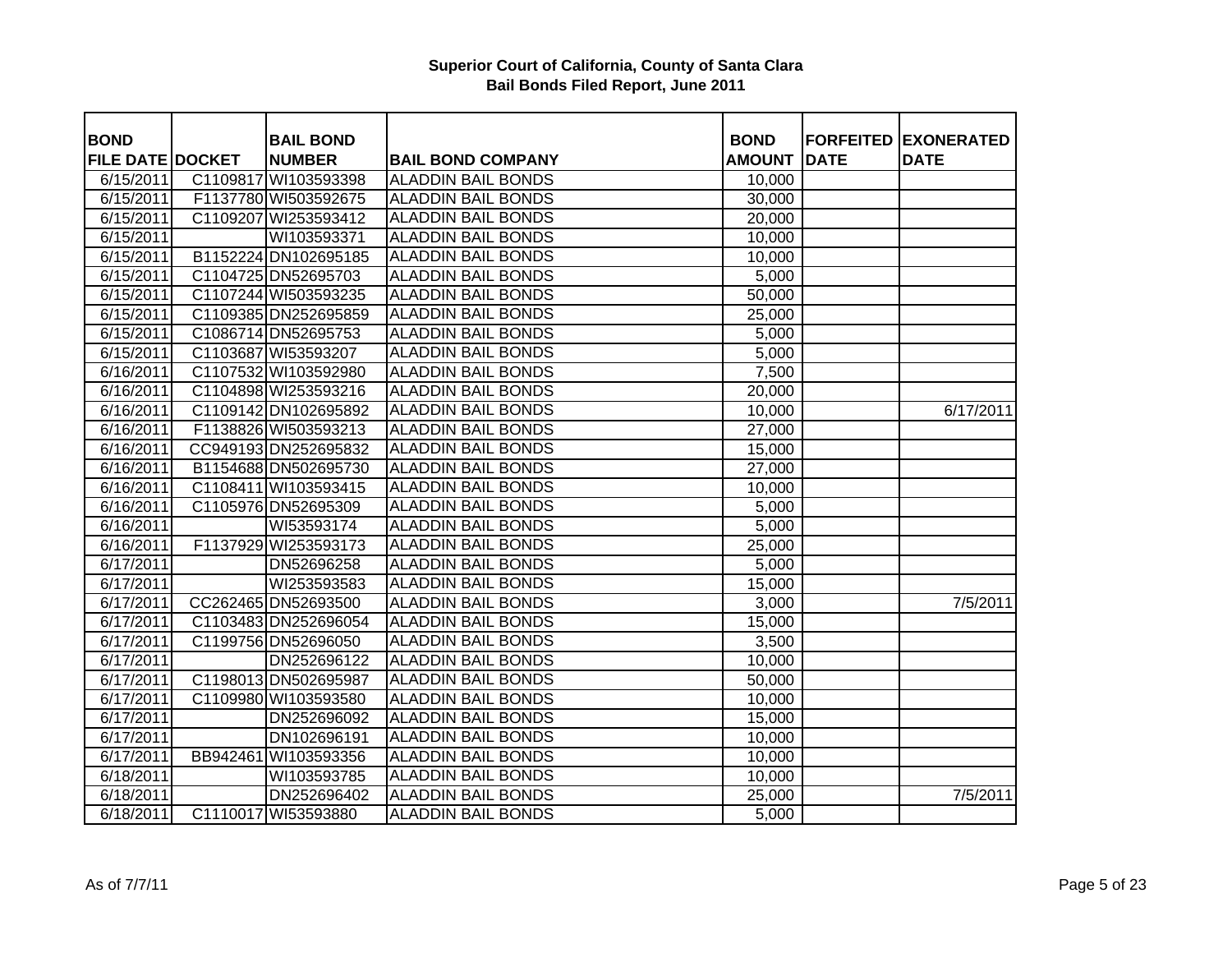**Superior Court of California, County of Santa Clara**
**Bail Bonds Filed Report, June 2011**

| BOND FILE DATE | DOCKET | BAIL BOND NUMBER | BAIL BOND COMPANY | BOND AMOUNT | FORFEITED DATE | EXONERATED DATE |
|---|---|---|---|---|---|---|
| 6/15/2011 | C1109817 | WI103593398 | ALADDIN BAIL BONDS | 10,000 | | |
| 6/15/2011 | F1137780 | WI503592675 | ALADDIN BAIL BONDS | 30,000 | | |
| 6/15/2011 | C1109207 | WI253593412 | ALADDIN BAIL BONDS | 20,000 | | |
| 6/15/2011 | | WI103593371 | ALADDIN BAIL BONDS | 10,000 | | |
| 6/15/2011 | B1152224 | DN102695185 | ALADDIN BAIL BONDS | 10,000 | | |
| 6/15/2011 | C1104725 | DN52695703 | ALADDIN BAIL BONDS | 5,000 | | |
| 6/15/2011 | C1107244 | WI503593235 | ALADDIN BAIL BONDS | 50,000 | | |
| 6/15/2011 | C1109385 | DN252695859 | ALADDIN BAIL BONDS | 25,000 | | |
| 6/15/2011 | C1086714 | DN52695753 | ALADDIN BAIL BONDS | 5,000 | | |
| 6/15/2011 | C1103687 | WI53593207 | ALADDIN BAIL BONDS | 5,000 | | |
| 6/16/2011 | C1107532 | WI103592980 | ALADDIN BAIL BONDS | 7,500 | | |
| 6/16/2011 | C1104898 | WI253593216 | ALADDIN BAIL BONDS | 20,000 | | |
| 6/16/2011 | C1109142 | DN102695892 | ALADDIN BAIL BONDS | 10,000 | | 6/17/2011 |
| 6/16/2011 | F1138826 | WI503593213 | ALADDIN BAIL BONDS | 27,000 | | |
| 6/16/2011 | CC949193 | DN252695832 | ALADDIN BAIL BONDS | 15,000 | | |
| 6/16/2011 | B1154688 | DN502695730 | ALADDIN BAIL BONDS | 27,000 | | |
| 6/16/2011 | C1108411 | WI103593415 | ALADDIN BAIL BONDS | 10,000 | | |
| 6/16/2011 | C1105976 | DN52695309 | ALADDIN BAIL BONDS | 5,000 | | |
| 6/16/2011 | | WI53593174 | ALADDIN BAIL BONDS | 5,000 | | |
| 6/16/2011 | F1137929 | WI253593173 | ALADDIN BAIL BONDS | 25,000 | | |
| 6/17/2011 | | DN52696258 | ALADDIN BAIL BONDS | 5,000 | | |
| 6/17/2011 | | WI253593583 | ALADDIN BAIL BONDS | 15,000 | | |
| 6/17/2011 | CC262465 | DN52693500 | ALADDIN BAIL BONDS | 3,000 | | 7/5/2011 |
| 6/17/2011 | C1103483 | DN252696054 | ALADDIN BAIL BONDS | 15,000 | | |
| 6/17/2011 | C1199756 | DN52696050 | ALADDIN BAIL BONDS | 3,500 | | |
| 6/17/2011 | | DN252696122 | ALADDIN BAIL BONDS | 10,000 | | |
| 6/17/2011 | C1198013 | DN502695987 | ALADDIN BAIL BONDS | 50,000 | | |
| 6/17/2011 | C1109980 | WI103593580 | ALADDIN BAIL BONDS | 10,000 | | |
| 6/17/2011 | | DN252696092 | ALADDIN BAIL BONDS | 15,000 | | |
| 6/17/2011 | | DN102696191 | ALADDIN BAIL BONDS | 10,000 | | |
| 6/17/2011 | BB942461 | WI103593356 | ALADDIN BAIL BONDS | 10,000 | | |
| 6/18/2011 | | WI103593785 | ALADDIN BAIL BONDS | 10,000 | | |
| 6/18/2011 | | DN252696402 | ALADDIN BAIL BONDS | 25,000 | | 7/5/2011 |
| 6/18/2011 | C1110017 | WI53593880 | ALADDIN BAIL BONDS | 5,000 | | |

As of 7/7/11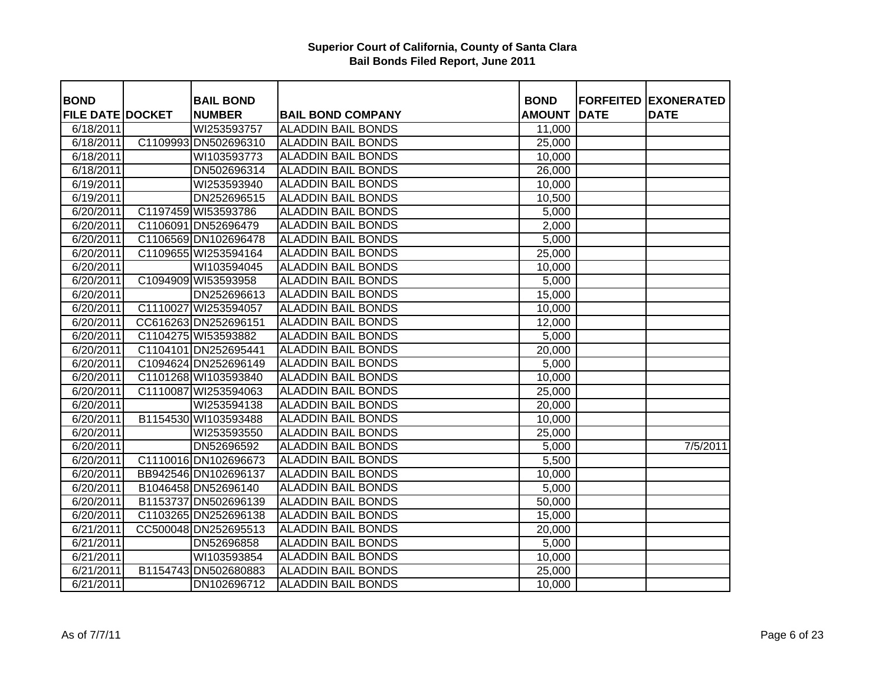**Superior Court of California, County of Santa Clara**
**Bail Bonds Filed Report, June 2011**

| BOND FILE DATE | DOCKET | BAIL BOND NUMBER | BAIL BOND COMPANY | BOND AMOUNT | FORFEITED DATE | EXONERATED DATE |
|---|---|---|---|---|---|---|
| 6/18/2011 | | WI253593757 | ALADDIN BAIL BONDS | 11,000 | | |
| 6/18/2011 | C1109993 | DN502696310 | ALADDIN BAIL BONDS | 25,000 | | |
| 6/18/2011 | | WI103593773 | ALADDIN BAIL BONDS | 10,000 | | |
| 6/18/2011 | | DN502696314 | ALADDIN BAIL BONDS | 26,000 | | |
| 6/19/2011 | | WI253593940 | ALADDIN BAIL BONDS | 10,000 | | |
| 6/19/2011 | | DN252696515 | ALADDIN BAIL BONDS | 10,500 | | |
| 6/20/2011 | C1197459 | WI53593786 | ALADDIN BAIL BONDS | 5,000 | | |
| 6/20/2011 | C1106091 | DN52696479 | ALADDIN BAIL BONDS | 2,000 | | |
| 6/20/2011 | C1106569 | DN102696478 | ALADDIN BAIL BONDS | 5,000 | | |
| 6/20/2011 | C1109655 | WI253594164 | ALADDIN BAIL BONDS | 25,000 | | |
| 6/20/2011 | | WI103594045 | ALADDIN BAIL BONDS | 10,000 | | |
| 6/20/2011 | C1094909 | WI53593958 | ALADDIN BAIL BONDS | 5,000 | | |
| 6/20/2011 | | DN252696613 | ALADDIN BAIL BONDS | 15,000 | | |
| 6/20/2011 | C1110027 | WI253594057 | ALADDIN BAIL BONDS | 10,000 | | |
| 6/20/2011 | CC616263 | DN252696151 | ALADDIN BAIL BONDS | 12,000 | | |
| 6/20/2011 | C1104275 | WI53593882 | ALADDIN BAIL BONDS | 5,000 | | |
| 6/20/2011 | C1104101 | DN252695441 | ALADDIN BAIL BONDS | 20,000 | | |
| 6/20/2011 | C1094624 | DN252696149 | ALADDIN BAIL BONDS | 5,000 | | |
| 6/20/2011 | C1101268 | WI103593840 | ALADDIN BAIL BONDS | 10,000 | | |
| 6/20/2011 | C1110087 | WI253594063 | ALADDIN BAIL BONDS | 25,000 | | |
| 6/20/2011 | | WI253594138 | ALADDIN BAIL BONDS | 20,000 | | |
| 6/20/2011 | B1154530 | WI103593488 | ALADDIN BAIL BONDS | 10,000 | | |
| 6/20/2011 | | WI253593550 | ALADDIN BAIL BONDS | 25,000 | | |
| 6/20/2011 | | DN52696592 | ALADDIN BAIL BONDS | 5,000 | | 7/5/2011 |
| 6/20/2011 | C1110016 | DN102696673 | ALADDIN BAIL BONDS | 5,500 | | |
| 6/20/2011 | BB942546 | DN102696137 | ALADDIN BAIL BONDS | 10,000 | | |
| 6/20/2011 | B1046458 | DN52696140 | ALADDIN BAIL BONDS | 5,000 | | |
| 6/20/2011 | B1153737 | DN502696139 | ALADDIN BAIL BONDS | 50,000 | | |
| 6/20/2011 | C1103265 | DN252696138 | ALADDIN BAIL BONDS | 15,000 | | |
| 6/21/2011 | CC500048 | DN252695513 | ALADDIN BAIL BONDS | 20,000 | | |
| 6/21/2011 | | DN52696858 | ALADDIN BAIL BONDS | 5,000 | | |
| 6/21/2011 | | WI103593854 | ALADDIN BAIL BONDS | 10,000 | | |
| 6/21/2011 | B1154743 | DN502680883 | ALADDIN BAIL BONDS | 25,000 | | |
| 6/21/2011 | | DN102696712 | ALADDIN BAIL BONDS | 10,000 | | |

As of 7/7/11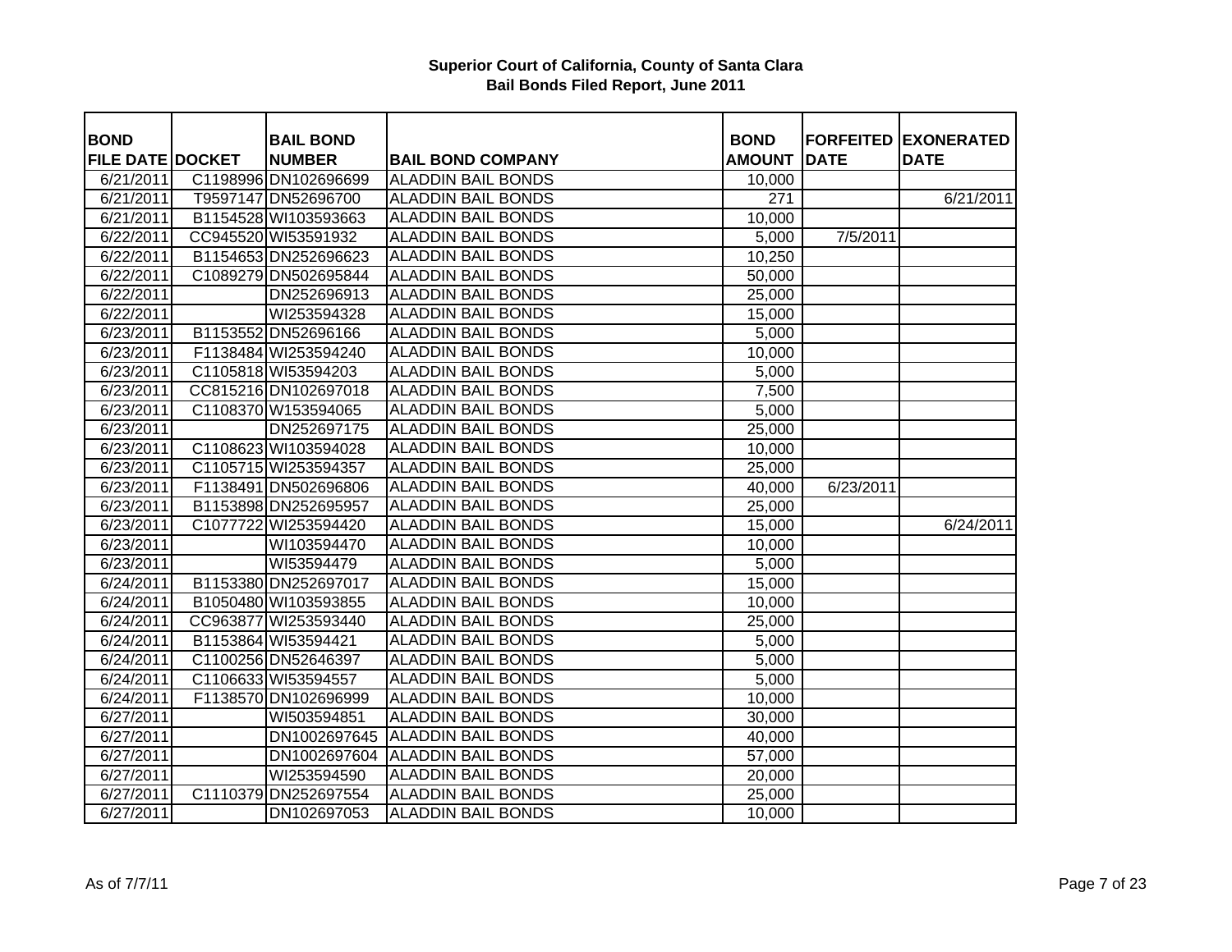**Superior Court of California, County of Santa Clara**
**Bail Bonds Filed Report, June 2011**

| BOND FILE DATE | DOCKET | BAIL BOND NUMBER | BAIL BOND COMPANY | BOND AMOUNT | FORFEITED DATE | EXONERATED DATE |
|---|---|---|---|---|---|---|
| 6/21/2011 | C1198996 | DN102696699 | ALADDIN BAIL BONDS | 10,000 | | |
| 6/21/2011 | T9597147 | DN52696700 | ALADDIN BAIL BONDS | 271 | | 6/21/2011 |
| 6/21/2011 | B1154528 | WI103593663 | ALADDIN BAIL BONDS | 10,000 | | |
| 6/22/2011 | CC945520 | WI53591932 | ALADDIN BAIL BONDS | 5,000 | 7/5/2011 | |
| 6/22/2011 | B1154653 | DN252696623 | ALADDIN BAIL BONDS | 10,250 | | |
| 6/22/2011 | C1089279 | DN502695844 | ALADDIN BAIL BONDS | 50,000 | | |
| 6/22/2011 | | DN252696913 | ALADDIN BAIL BONDS | 25,000 | | |
| 6/22/2011 | | WI253594328 | ALADDIN BAIL BONDS | 15,000 | | |
| 6/23/2011 | B1153552 | DN52696166 | ALADDIN BAIL BONDS | 5,000 | | |
| 6/23/2011 | F1138484 | WI253594240 | ALADDIN BAIL BONDS | 10,000 | | |
| 6/23/2011 | C1105818 | WI53594203 | ALADDIN BAIL BONDS | 5,000 | | |
| 6/23/2011 | CC815216 | DN102697018 | ALADDIN BAIL BONDS | 7,500 | | |
| 6/23/2011 | C1108370 | W153594065 | ALADDIN BAIL BONDS | 5,000 | | |
| 6/23/2011 | | DN252697175 | ALADDIN BAIL BONDS | 25,000 | | |
| 6/23/2011 | C1108623 | WI103594028 | ALADDIN BAIL BONDS | 10,000 | | |
| 6/23/2011 | C1105715 | WI253594357 | ALADDIN BAIL BONDS | 25,000 | | |
| 6/23/2011 | F1138491 | DN502696806 | ALADDIN BAIL BONDS | 40,000 | 6/23/2011 | |
| 6/23/2011 | B1153898 | DN252695957 | ALADDIN BAIL BONDS | 25,000 | | |
| 6/23/2011 | C1077722 | WI253594420 | ALADDIN BAIL BONDS | 15,000 | | 6/24/2011 |
| 6/23/2011 | | WI103594470 | ALADDIN BAIL BONDS | 10,000 | | |
| 6/23/2011 | | WI53594479 | ALADDIN BAIL BONDS | 5,000 | | |
| 6/24/2011 | B1153380 | DN252697017 | ALADDIN BAIL BONDS | 15,000 | | |
| 6/24/2011 | B1050480 | WI103593855 | ALADDIN BAIL BONDS | 10,000 | | |
| 6/24/2011 | CC963877 | WI253593440 | ALADDIN BAIL BONDS | 25,000 | | |
| 6/24/2011 | B1153864 | WI53594421 | ALADDIN BAIL BONDS | 5,000 | | |
| 6/24/2011 | C1100256 | DN52646397 | ALADDIN BAIL BONDS | 5,000 | | |
| 6/24/2011 | C1106633 | WI53594557 | ALADDIN BAIL BONDS | 5,000 | | |
| 6/24/2011 | F1138570 | DN102696999 | ALADDIN BAIL BONDS | 10,000 | | |
| 6/27/2011 | | WI503594851 | ALADDIN BAIL BONDS | 30,000 | | |
| 6/27/2011 | | DN1002697645 | ALADDIN BAIL BONDS | 40,000 | | |
| 6/27/2011 | | DN1002697604 | ALADDIN BAIL BONDS | 57,000 | | |
| 6/27/2011 | | WI253594590 | ALADDIN BAIL BONDS | 20,000 | | |
| 6/27/2011 | C1110379 | DN252697554 | ALADDIN BAIL BONDS | 25,000 | | |
| 6/27/2011 | | DN102697053 | ALADDIN BAIL BONDS | 10,000 | | |

As of 7/7/11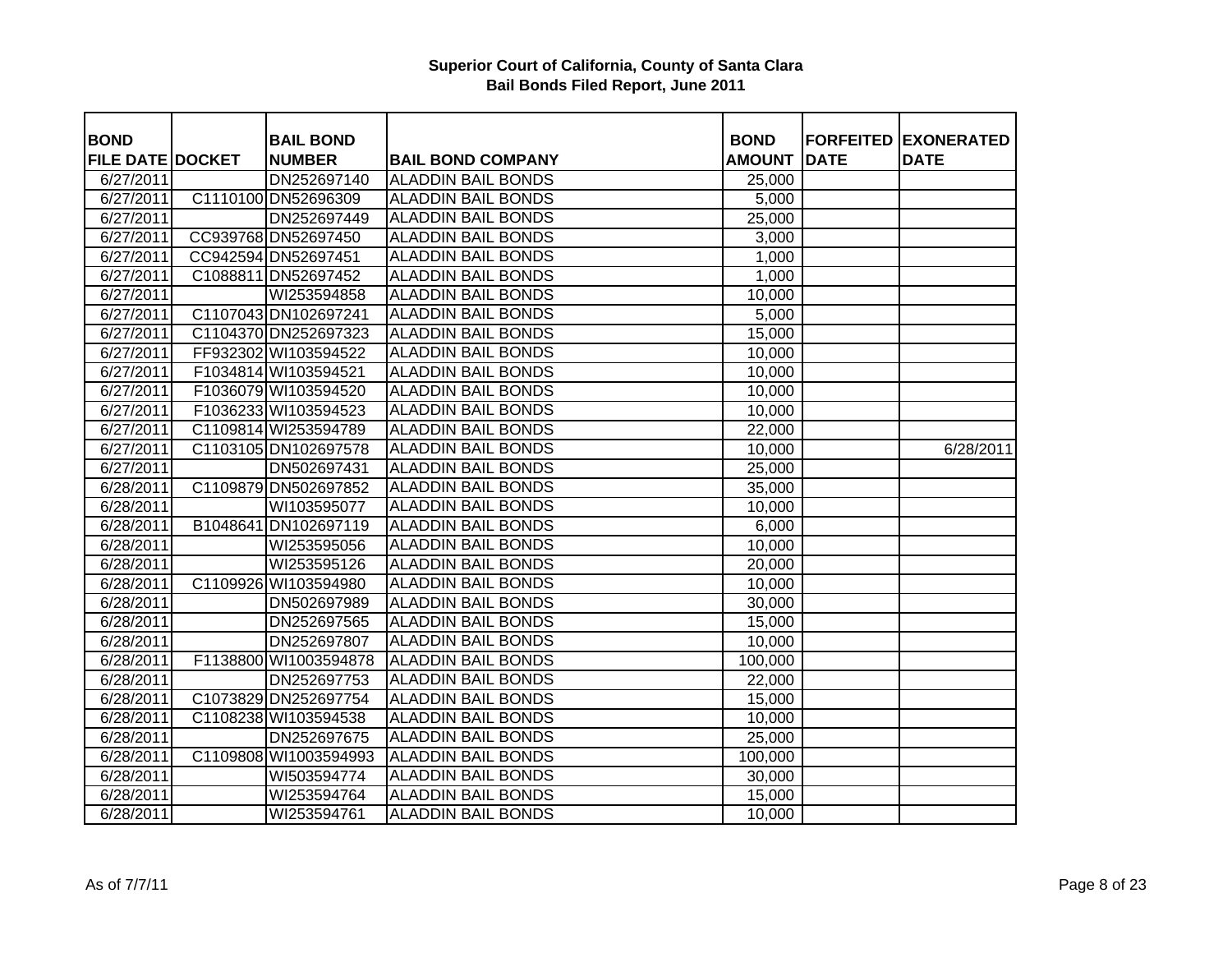# Superior Court of California, County of Santa Clara
## Bail Bonds Filed Report, June 2011

| BOND FILE DATE | DOCKET | BAIL BOND NUMBER | BAIL BOND COMPANY | BOND AMOUNT | FORFEITED DATE | EXONERATED DATE |
|---|---|---|---|---|---|---|
| 6/27/2011 | | DN252697140 | ALADDIN BAIL BONDS | 25,000 | | |
| 6/27/2011 | C1110100 | DN52696309 | ALADDIN BAIL BONDS | 5,000 | | |
| 6/27/2011 | | DN252697449 | ALADDIN BAIL BONDS | 25,000 | | |
| 6/27/2011 | CC939768 | DN52697450 | ALADDIN BAIL BONDS | 3,000 | | |
| 6/27/2011 | CC942594 | DN52697451 | ALADDIN BAIL BONDS | 1,000 | | |
| 6/27/2011 | C1088811 | DN52697452 | ALADDIN BAIL BONDS | 1,000 | | |
| 6/27/2011 | | WI253594858 | ALADDIN BAIL BONDS | 10,000 | | |
| 6/27/2011 | C1107043 | DN102697241 | ALADDIN BAIL BONDS | 5,000 | | |
| 6/27/2011 | C1104370 | DN252697323 | ALADDIN BAIL BONDS | 15,000 | | |
| 6/27/2011 | FF932302 | WI103594522 | ALADDIN BAIL BONDS | 10,000 | | |
| 6/27/2011 | F1034814 | WI103594521 | ALADDIN BAIL BONDS | 10,000 | | |
| 6/27/2011 | F1036079 | WI103594520 | ALADDIN BAIL BONDS | 10,000 | | |
| 6/27/2011 | F1036233 | WI103594523 | ALADDIN BAIL BONDS | 10,000 | | |
| 6/27/2011 | C1109814 | WI253594789 | ALADDIN BAIL BONDS | 22,000 | | |
| 6/27/2011 | C1103105 | DN102697578 | ALADDIN BAIL BONDS | 10,000 | | 6/28/2011 |
| 6/27/2011 | | DN502697431 | ALADDIN BAIL BONDS | 25,000 | | |
| 6/28/2011 | C1109879 | DN502697852 | ALADDIN BAIL BONDS | 35,000 | | |
| 6/28/2011 | | WI103595077 | ALADDIN BAIL BONDS | 10,000 | | |
| 6/28/2011 | B1048641 | DN102697119 | ALADDIN BAIL BONDS | 6,000 | | |
| 6/28/2011 | | WI253595056 | ALADDIN BAIL BONDS | 10,000 | | |
| 6/28/2011 | | WI253595126 | ALADDIN BAIL BONDS | 20,000 | | |
| 6/28/2011 | C1109926 | WI103594980 | ALADDIN BAIL BONDS | 10,000 | | |
| 6/28/2011 | | DN502697989 | ALADDIN BAIL BONDS | 30,000 | | |
| 6/28/2011 | | DN252697565 | ALADDIN BAIL BONDS | 15,000 | | |
| 6/28/2011 | | DN252697807 | ALADDIN BAIL BONDS | 10,000 | | |
| 6/28/2011 | F1138800 | WI1003594878 | ALADDIN BAIL BONDS | 100,000 | | |
| 6/28/2011 | | DN252697753 | ALADDIN BAIL BONDS | 22,000 | | |
| 6/28/2011 | C1073829 | DN252697754 | ALADDIN BAIL BONDS | 15,000 | | |
| 6/28/2011 | C1108238 | WI103594538 | ALADDIN BAIL BONDS | 10,000 | | |
| 6/28/2011 | | DN252697675 | ALADDIN BAIL BONDS | 25,000 | | |
| 6/28/2011 | C1109808 | WI1003594993 | ALADDIN BAIL BONDS | 100,000 | | |
| 6/28/2011 | | WI503594774 | ALADDIN BAIL BONDS | 30,000 | | |
| 6/28/2011 | | WI253594764 | ALADDIN BAIL BONDS | 15,000 | | |
| 6/28/2011 | | WI253594761 | ALADDIN BAIL BONDS | 10,000 | | |

As of 7/7/11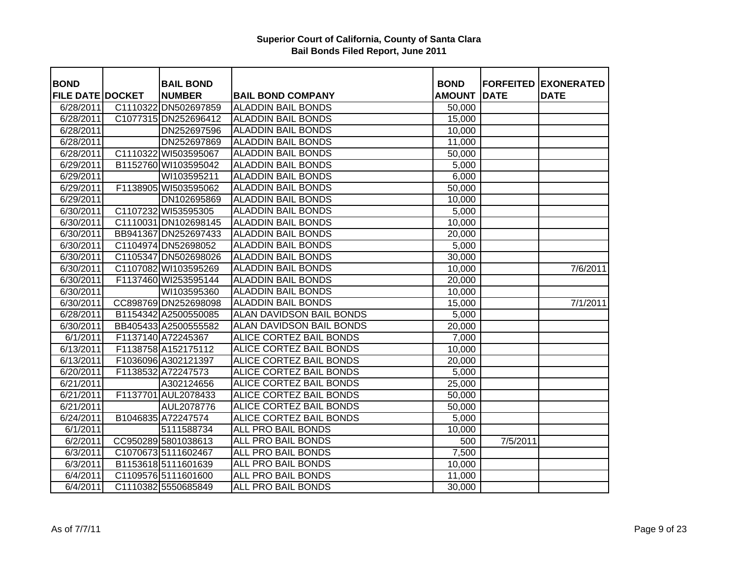**Superior Court of California, County of Santa Clara**
**Bail Bonds Filed Report, June 2011**

| BOND FILE DATE | DOCKET | BAIL BOND NUMBER | BAIL BOND COMPANY | BOND AMOUNT | FORFEITED DATE | EXONERATED DATE |
|---|---|---|---|---|---|---|
| 6/28/2011 | C1110322 | DN502697859 | ALADDIN BAIL BONDS | 50,000 | | |
| 6/28/2011 | C1077315 | DN252696412 | ALADDIN BAIL BONDS | 15,000 | | |
| 6/28/2011 | | DN252697596 | ALADDIN BAIL BONDS | 10,000 | | |
| 6/28/2011 | | DN252697869 | ALADDIN BAIL BONDS | 11,000 | | |
| 6/28/2011 | C1110322 | WI503595067 | ALADDIN BAIL BONDS | 50,000 | | |
| 6/29/2011 | B1152760 | WI103595042 | ALADDIN BAIL BONDS | 5,000 | | |
| 6/29/2011 | | WI103595211 | ALADDIN BAIL BONDS | 6,000 | | |
| 6/29/2011 | F1138905 | WI503595062 | ALADDIN BAIL BONDS | 50,000 | | |
| 6/29/2011 | | DN102695869 | ALADDIN BAIL BONDS | 10,000 | | |
| 6/30/2011 | C1107232 | WI53595305 | ALADDIN BAIL BONDS | 5,000 | | |
| 6/30/2011 | C1110031 | DN102698145 | ALADDIN BAIL BONDS | 10,000 | | |
| 6/30/2011 | BB941367 | DN252697433 | ALADDIN BAIL BONDS | 20,000 | | |
| 6/30/2011 | C1104974 | DN52698052 | ALADDIN BAIL BONDS | 5,000 | | |
| 6/30/2011 | C1105347 | DN502698026 | ALADDIN BAIL BONDS | 30,000 | | |
| 6/30/2011 | C1107082 | WI103595269 | ALADDIN BAIL BONDS | 10,000 | | 7/6/2011 |
| 6/30/2011 | F1137460 | WI253595144 | ALADDIN BAIL BONDS | 20,000 | | |
| 6/30/2011 | | WI103595360 | ALADDIN BAIL BONDS | 10,000 | | |
| 6/30/2011 | CC898769 | DN252698098 | ALADDIN BAIL BONDS | 15,000 | | 7/1/2011 |
| 6/28/2011 | B1154342 | A2500550085 | ALAN DAVIDSON BAIL BONDS | 5,000 | | |
| 6/30/2011 | BB405433 | A2500555582 | ALAN DAVIDSON BAIL BONDS | 20,000 | | |
| 6/1/2011 | F1137140 | A72245367 | ALICE CORTEZ BAIL BONDS | 7,000 | | |
| 6/13/2011 | F1138758 | A152175112 | ALICE CORTEZ BAIL BONDS | 10,000 | | |
| 6/13/2011 | F1036096 | A302121397 | ALICE CORTEZ BAIL BONDS | 20,000 | | |
| 6/20/2011 | F1138532 | A72247573 | ALICE CORTEZ BAIL BONDS | 5,000 | | |
| 6/21/2011 | | A302124656 | ALICE CORTEZ BAIL BONDS | 25,000 | | |
| 6/21/2011 | F1137701 | AUL2078433 | ALICE CORTEZ BAIL BONDS | 50,000 | | |
| 6/21/2011 | | AUL2078776 | ALICE CORTEZ BAIL BONDS | 50,000 | | |
| 6/24/2011 | B1046835 | A72247574 | ALICE CORTEZ BAIL BONDS | 5,000 | | |
| 6/1/2011 | | 5111588734 | ALL PRO BAIL BONDS | 10,000 | | |
| 6/2/2011 | CC950289 | 5801038613 | ALL PRO BAIL BONDS | 500 | 7/5/2011 | |
| 6/3/2011 | C1070673 | 5111602467 | ALL PRO BAIL BONDS | 7,500 | | |
| 6/3/2011 | B1153618 | 5111601639 | ALL PRO BAIL BONDS | 10,000 | | |
| 6/4/2011 | C1109576 | 5111601600 | ALL PRO BAIL BONDS | 11,000 | | |
| 6/4/2011 | C1110382 | 5550685849 | ALL PRO BAIL BONDS | 30,000 | | |

As of 7/7/11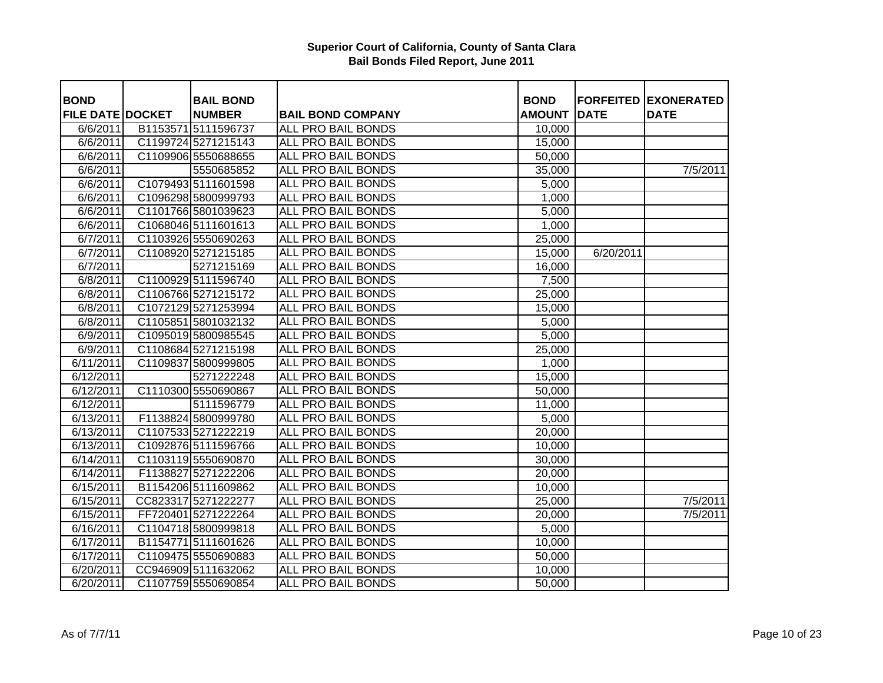**Superior Court of California, County of Santa Clara**
**Bail Bonds Filed Report, June 2011**

| BOND FILE DATE | DOCKET | BAIL BOND NUMBER | BAIL BOND COMPANY | BOND AMOUNT | FORFEITED DATE | EXONERATED DATE |
|---|---|---|---|---|---|---|
| 6/6/2011 | B1153571 | 5111596737 | ALL PRO BAIL BONDS | 10,000 | | |
| 6/6/2011 | C1199724 | 5271215143 | ALL PRO BAIL BONDS | 15,000 | | |
| 6/6/2011 | C1109906 | 5550688655 | ALL PRO BAIL BONDS | 50,000 | | |
| 6/6/2011 | | 5550685852 | ALL PRO BAIL BONDS | 35,000 | | 7/5/2011 |
| 6/6/2011 | C1079493 | 5111601598 | ALL PRO BAIL BONDS | 5,000 | | |
| 6/6/2011 | C1096298 | 5800999793 | ALL PRO BAIL BONDS | 1,000 | | |
| 6/6/2011 | C1101766 | 5801039623 | ALL PRO BAIL BONDS | 5,000 | | |
| 6/6/2011 | C1068046 | 5111601613 | ALL PRO BAIL BONDS | 1,000 | | |
| 6/7/2011 | C1103926 | 5550690263 | ALL PRO BAIL BONDS | 25,000 | | |
| 6/7/2011 | C1108920 | 5271215185 | ALL PRO BAIL BONDS | 15,000 | 6/20/2011 | |
| 6/7/2011 | | 5271215169 | ALL PRO BAIL BONDS | 16,000 | | |
| 6/8/2011 | C1100929 | 5111596740 | ALL PRO BAIL BONDS | 7,500 | | |
| 6/8/2011 | C1106766 | 5271215172 | ALL PRO BAIL BONDS | 25,000 | | |
| 6/8/2011 | C1072129 | 5271253994 | ALL PRO BAIL BONDS | 15,000 | | |
| 6/8/2011 | C1105851 | 5801032132 | ALL PRO BAIL BONDS | 5,000 | | |
| 6/9/2011 | C1095019 | 5800985545 | ALL PRO BAIL BONDS | 5,000 | | |
| 6/9/2011 | C1108684 | 5271215198 | ALL PRO BAIL BONDS | 25,000 | | |
| 6/11/2011 | C1109837 | 5800999805 | ALL PRO BAIL BONDS | 1,000 | | |
| 6/12/2011 | | 5271222248 | ALL PRO BAIL BONDS | 15,000 | | |
| 6/12/2011 | C1110300 | 5550690867 | ALL PRO BAIL BONDS | 50,000 | | |
| 6/12/2011 | | 5111596779 | ALL PRO BAIL BONDS | 11,000 | | |
| 6/13/2011 | F1138824 | 5800999780 | ALL PRO BAIL BONDS | 5,000 | | |
| 6/13/2011 | C1107533 | 5271222219 | ALL PRO BAIL BONDS | 20,000 | | |
| 6/13/2011 | C1092876 | 5111596766 | ALL PRO BAIL BONDS | 10,000 | | |
| 6/14/2011 | C1103119 | 5550690870 | ALL PRO BAIL BONDS | 30,000 | | |
| 6/14/2011 | F1138827 | 5271222206 | ALL PRO BAIL BONDS | 20,000 | | |
| 6/15/2011 | B1154206 | 5111609862 | ALL PRO BAIL BONDS | 10,000 | | |
| 6/15/2011 | CC823317 | 5271222277 | ALL PRO BAIL BONDS | 25,000 | | 7/5/2011 |
| 6/15/2011 | FF720401 | 5271222264 | ALL PRO BAIL BONDS | 20,000 | | 7/5/2011 |
| 6/16/2011 | C1104718 | 5800999818 | ALL PRO BAIL BONDS | 5,000 | | |
| 6/17/2011 | B1154771 | 5111601626 | ALL PRO BAIL BONDS | 10,000 | | |
| 6/17/2011 | C1109475 | 5550690883 | ALL PRO BAIL BONDS | 50,000 | | |
| 6/20/2011 | CC946909 | 5111632062 | ALL PRO BAIL BONDS | 10,000 | | |
| 6/20/2011 | C1107759 | 5550690854 | ALL PRO BAIL BONDS | 50,000 | | |

As of 7/7/11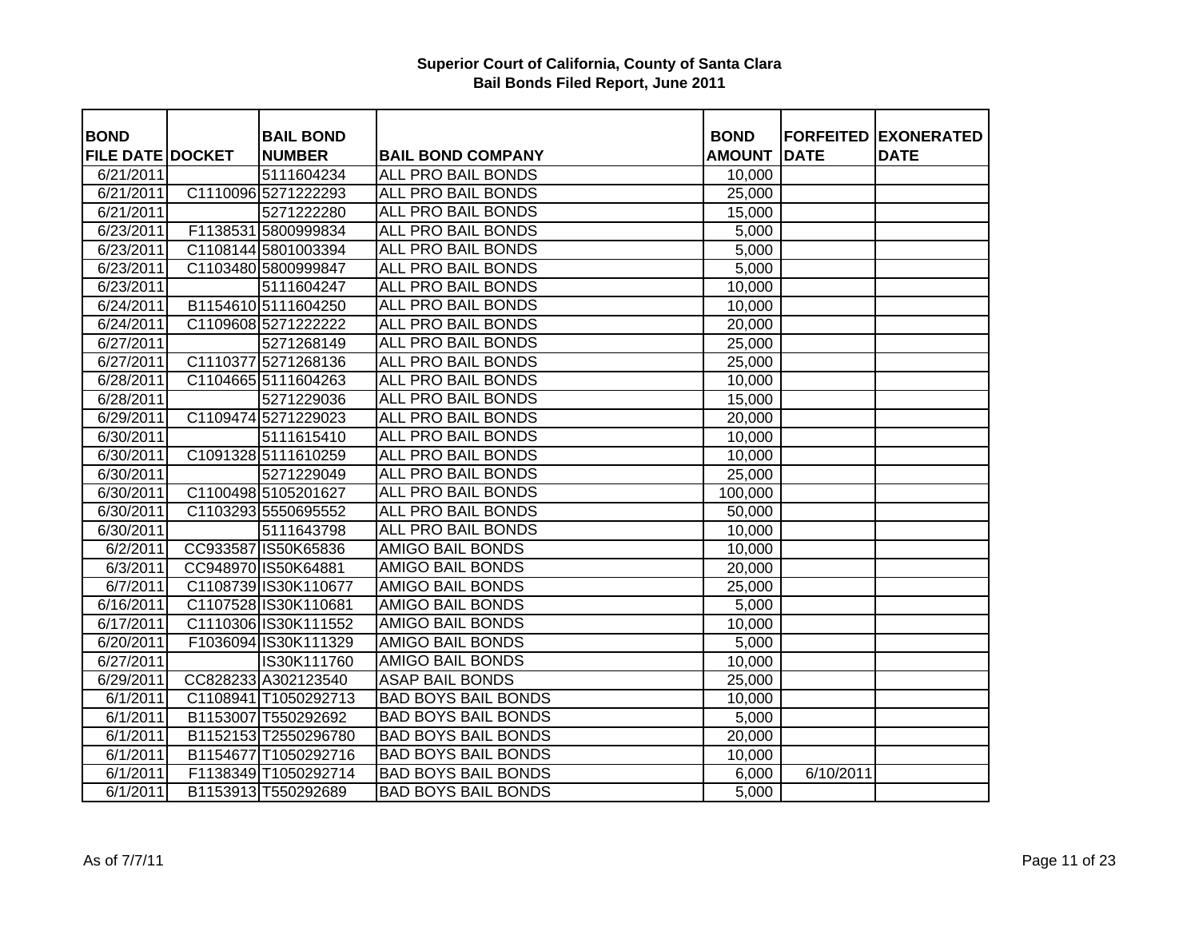**Superior Court of California, County of Santa Clara**
**Bail Bonds Filed Report, June 2011**

| BOND FILE DATE | DOCKET | BAIL BOND NUMBER | BAIL BOND COMPANY | BOND AMOUNT | FORFEITED DATE | EXONERATED DATE |
|---|---|---|---|---|---|---|
| 6/21/2011 | | 5111604234 | ALL PRO BAIL BONDS | 10,000 | | |
| 6/21/2011 | C1110096 | 5271222293 | ALL PRO BAIL BONDS | 25,000 | | |
| 6/21/2011 | | 5271222280 | ALL PRO BAIL BONDS | 15,000 | | |
| 6/23/2011 | F1138531 | 5800999834 | ALL PRO BAIL BONDS | 5,000 | | |
| 6/23/2011 | C1108144 | 5801003394 | ALL PRO BAIL BONDS | 5,000 | | |
| 6/23/2011 | C1103480 | 5800999847 | ALL PRO BAIL BONDS | 5,000 | | |
| 6/23/2011 | | 5111604247 | ALL PRO BAIL BONDS | 10,000 | | |
| 6/24/2011 | B1154610 | 5111604250 | ALL PRO BAIL BONDS | 10,000 | | |
| 6/24/2011 | C1109608 | 5271222222 | ALL PRO BAIL BONDS | 20,000 | | |
| 6/27/2011 | | 5271268149 | ALL PRO BAIL BONDS | 25,000 | | |
| 6/27/2011 | C1110377 | 5271268136 | ALL PRO BAIL BONDS | 25,000 | | |
| 6/28/2011 | C1104665 | 5111604263 | ALL PRO BAIL BONDS | 10,000 | | |
| 6/28/2011 | | 5271229036 | ALL PRO BAIL BONDS | 15,000 | | |
| 6/29/2011 | C1109474 | 5271229023 | ALL PRO BAIL BONDS | 20,000 | | |
| 6/30/2011 | | 5111615410 | ALL PRO BAIL BONDS | 10,000 | | |
| 6/30/2011 | C1091328 | 5111610259 | ALL PRO BAIL BONDS | 10,000 | | |
| 6/30/2011 | | 5271229049 | ALL PRO BAIL BONDS | 25,000 | | |
| 6/30/2011 | C1100498 | 5105201627 | ALL PRO BAIL BONDS | 100,000 | | |
| 6/30/2011 | C1103293 | 5550695552 | ALL PRO BAIL BONDS | 50,000 | | |
| 6/30/2011 | | 5111643798 | ALL PRO BAIL BONDS | 10,000 | | |
| 6/2/2011 | CC933587 | IS50K65836 | AMIGO BAIL BONDS | 10,000 | | |
| 6/3/2011 | CC948970 | IS50K64881 | AMIGO BAIL BONDS | 20,000 | | |
| 6/7/2011 | C1108739 | IS30K110677 | AMIGO BAIL BONDS | 25,000 | | |
| 6/16/2011 | C1107528 | IS30K110681 | AMIGO BAIL BONDS | 5,000 | | |
| 6/17/2011 | C1110306 | IS30K111552 | AMIGO BAIL BONDS | 10,000 | | |
| 6/20/2011 | F1036094 | IS30K111329 | AMIGO BAIL BONDS | 5,000 | | |
| 6/27/2011 | | IS30K111760 | AMIGO BAIL BONDS | 10,000 | | |
| 6/29/2011 | CC828233 | A302123540 | ASAP BAIL BONDS | 25,000 | | |
| 6/1/2011 | C1108941 | T1050292713 | BAD BOYS BAIL BONDS | 10,000 | | |
| 6/1/2011 | B1153007 | T550292692 | BAD BOYS BAIL BONDS | 5,000 | | |
| 6/1/2011 | B1152153 | T2550296780 | BAD BOYS BAIL BONDS | 20,000 | | |
| 6/1/2011 | B1154677 | T1050292716 | BAD BOYS BAIL BONDS | 10,000 | | |
| 6/1/2011 | F1138349 | T1050292714 | BAD BOYS BAIL BONDS | 6,000 | 6/10/2011 | |
| 6/1/2011 | B1153913 | T550292689 | BAD BOYS BAIL BONDS | 5,000 | | |

As of 7/7/11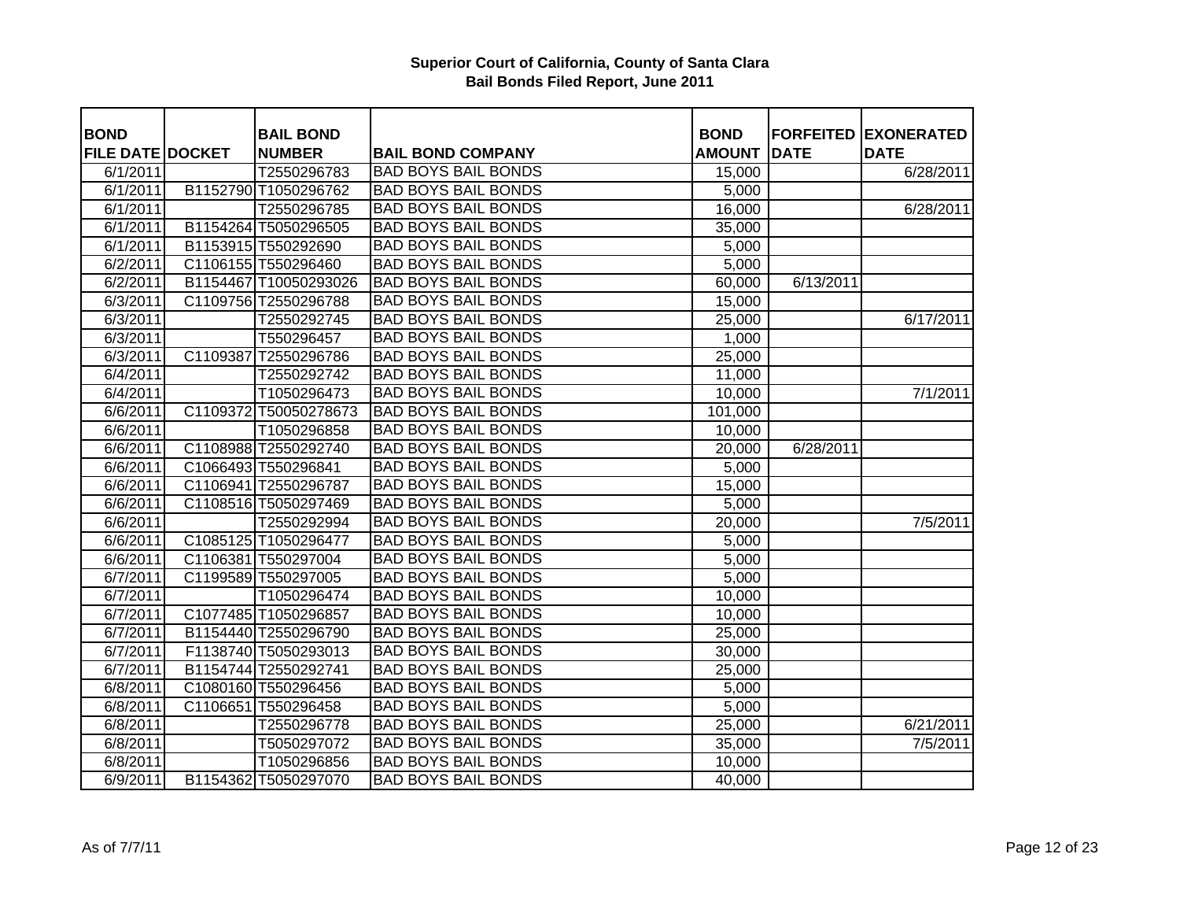**Superior Court of California, County of Santa Clara**
**Bail Bonds Filed Report, June 2011**

| BOND FILE DATE | DOCKET | BAIL BOND NUMBER | BAIL BOND COMPANY | BOND AMOUNT | FORFEITED DATE | EXONERATED DATE |
|---|---|---|---|---|---|---|
| 6/1/2011 | | T2550296783 | BAD BOYS BAIL BONDS | 15,000 | | 6/28/2011 |
| 6/1/2011 | B1152790 | T1050296762 | BAD BOYS BAIL BONDS | 5,000 | | |
| 6/1/2011 | | T2550296785 | BAD BOYS BAIL BONDS | 16,000 | | 6/28/2011 |
| 6/1/2011 | B1154264 | T5050296505 | BAD BOYS BAIL BONDS | 35,000 | | |
| 6/1/2011 | B1153915 | T550292690 | BAD BOYS BAIL BONDS | 5,000 | | |
| 6/2/2011 | C1106155 | T550296460 | BAD BOYS BAIL BONDS | 5,000 | | |
| 6/2/2011 | B1154467 | T10050293026 | BAD BOYS BAIL BONDS | 60,000 | 6/13/2011 | |
| 6/3/2011 | C1109756 | T2550296788 | BAD BOYS BAIL BONDS | 15,000 | | |
| 6/3/2011 | | T2550292745 | BAD BOYS BAIL BONDS | 25,000 | | 6/17/2011 |
| 6/3/2011 | | T550296457 | BAD BOYS BAIL BONDS | 1,000 | | |
| 6/3/2011 | C1109387 | T2550296786 | BAD BOYS BAIL BONDS | 25,000 | | |
| 6/4/2011 | | T2550292742 | BAD BOYS BAIL BONDS | 11,000 | | |
| 6/4/2011 | | T1050296473 | BAD BOYS BAIL BONDS | 10,000 | | 7/1/2011 |
| 6/6/2011 | C1109372 | T50050278673 | BAD BOYS BAIL BONDS | 101,000 | | |
| 6/6/2011 | | T1050296858 | BAD BOYS BAIL BONDS | 10,000 | | |
| 6/6/2011 | C1108988 | T2550292740 | BAD BOYS BAIL BONDS | 20,000 | 6/28/2011 | |
| 6/6/2011 | C1066493 | T550296841 | BAD BOYS BAIL BONDS | 5,000 | | |
| 6/6/2011 | C1106941 | T2550296787 | BAD BOYS BAIL BONDS | 15,000 | | |
| 6/6/2011 | C1108516 | T5050297469 | BAD BOYS BAIL BONDS | 5,000 | | |
| 6/6/2011 | | T2550292994 | BAD BOYS BAIL BONDS | 20,000 | | 7/5/2011 |
| 6/6/2011 | C1085125 | T1050296477 | BAD BOYS BAIL BONDS | 5,000 | | |
| 6/6/2011 | C1106381 | T550297004 | BAD BOYS BAIL BONDS | 5,000 | | |
| 6/7/2011 | C1199589 | T550297005 | BAD BOYS BAIL BONDS | 5,000 | | |
| 6/7/2011 | | T1050296474 | BAD BOYS BAIL BONDS | 10,000 | | |
| 6/7/2011 | C1077485 | T1050296857 | BAD BOYS BAIL BONDS | 10,000 | | |
| 6/7/2011 | B1154440 | T2550296790 | BAD BOYS BAIL BONDS | 25,000 | | |
| 6/7/2011 | F1138740 | T5050293013 | BAD BOYS BAIL BONDS | 30,000 | | |
| 6/7/2011 | B1154744 | T2550292741 | BAD BOYS BAIL BONDS | 25,000 | | |
| 6/8/2011 | C1080160 | T550296456 | BAD BOYS BAIL BONDS | 5,000 | | |
| 6/8/2011 | C1106651 | T550296458 | BAD BOYS BAIL BONDS | 5,000 | | |
| 6/8/2011 | | T2550296778 | BAD BOYS BAIL BONDS | 25,000 | | 6/21/2011 |
| 6/8/2011 | | T5050297072 | BAD BOYS BAIL BONDS | 35,000 | | 7/5/2011 |
| 6/8/2011 | | T1050296856 | BAD BOYS BAIL BONDS | 10,000 | | |
| 6/9/2011 | B1154362 | T5050297070 | BAD BOYS BAIL BONDS | 40,000 | | |

As of 7/7/11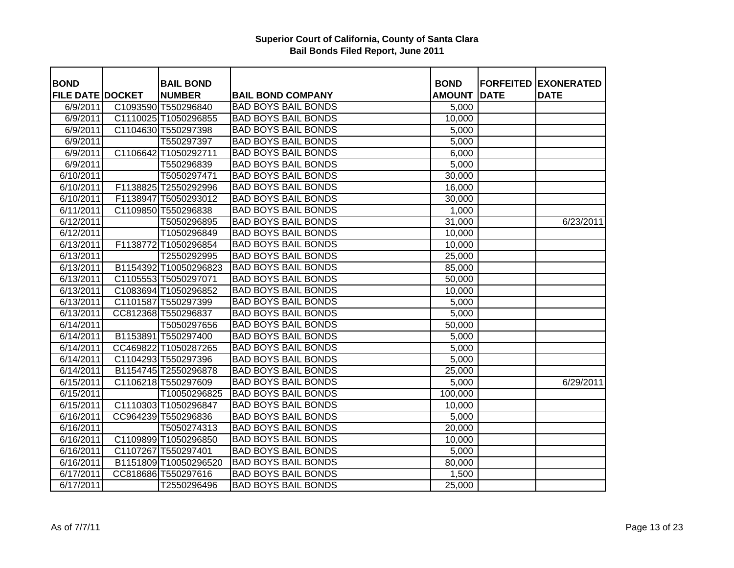# Superior Court of California, County of Santa Clara
## Bail Bonds Filed Report, June 2011

| BOND FILE DATE | DOCKET | BAIL BOND NUMBER | BAIL BOND COMPANY | BOND AMOUNT | FORFEITED DATE | EXONERATED DATE |
|---|---|---|---|---|---|---|
| 6/9/2011 | C1093590 | T550296840 | BAD BOYS BAIL BONDS | 5,000 | | |
| 6/9/2011 | C1110025 | T1050296855 | BAD BOYS BAIL BONDS | 10,000 | | |
| 6/9/2011 | C1104630 | T550297398 | BAD BOYS BAIL BONDS | 5,000 | | |
| 6/9/2011 | | T550297397 | BAD BOYS BAIL BONDS | 5,000 | | |
| 6/9/2011 | C1106642 | T1050292711 | BAD BOYS BAIL BONDS | 6,000 | | |
| 6/9/2011 | | T550296839 | BAD BOYS BAIL BONDS | 5,000 | | |
| 6/10/2011 | | T5050297471 | BAD BOYS BAIL BONDS | 30,000 | | |
| 6/10/2011 | F1138825 | T2550292996 | BAD BOYS BAIL BONDS | 16,000 | | |
| 6/10/2011 | F1138947 | T5050293012 | BAD BOYS BAIL BONDS | 30,000 | | |
| 6/11/2011 | C1109850 | T550296838 | BAD BOYS BAIL BONDS | 1,000 | | |
| 6/12/2011 | | T5050296895 | BAD BOYS BAIL BONDS | 31,000 | | 6/23/2011 |
| 6/12/2011 | | T1050296849 | BAD BOYS BAIL BONDS | 10,000 | | |
| 6/13/2011 | F1138772 | T1050296854 | BAD BOYS BAIL BONDS | 10,000 | | |
| 6/13/2011 | | T2550292995 | BAD BOYS BAIL BONDS | 25,000 | | |
| 6/13/2011 | B1154392 | T10050296823 | BAD BOYS BAIL BONDS | 85,000 | | |
| 6/13/2011 | C1105553 | T5050297071 | BAD BOYS BAIL BONDS | 50,000 | | |
| 6/13/2011 | C1083694 | T1050296852 | BAD BOYS BAIL BONDS | 10,000 | | |
| 6/13/2011 | C1101587 | T550297399 | BAD BOYS BAIL BONDS | 5,000 | | |
| 6/13/2011 | CC812368 | T550296837 | BAD BOYS BAIL BONDS | 5,000 | | |
| 6/14/2011 | | T5050297656 | BAD BOYS BAIL BONDS | 50,000 | | |
| 6/14/2011 | B1153891 | T550297400 | BAD BOYS BAIL BONDS | 5,000 | | |
| 6/14/2011 | CC469822 | T1050287265 | BAD BOYS BAIL BONDS | 5,000 | | |
| 6/14/2011 | C1104293 | T550297396 | BAD BOYS BAIL BONDS | 5,000 | | |
| 6/14/2011 | B1154745 | T2550296878 | BAD BOYS BAIL BONDS | 25,000 | | |
| 6/15/2011 | C1106218 | T550297609 | BAD BOYS BAIL BONDS | 5,000 | | 6/29/2011 |
| 6/15/2011 | | T10050296825 | BAD BOYS BAIL BONDS | 100,000 | | |
| 6/15/2011 | C1110303 | T1050296847 | BAD BOYS BAIL BONDS | 10,000 | | |
| 6/16/2011 | CC964239 | T550296836 | BAD BOYS BAIL BONDS | 5,000 | | |
| 6/16/2011 | | T5050274313 | BAD BOYS BAIL BONDS | 20,000 | | |
| 6/16/2011 | C1109899 | T1050296850 | BAD BOYS BAIL BONDS | 10,000 | | |
| 6/16/2011 | C1107267 | T550297401 | BAD BOYS BAIL BONDS | 5,000 | | |
| 6/16/2011 | B1151809 | T10050296520 | BAD BOYS BAIL BONDS | 80,000 | | |
| 6/17/2011 | CC818686 | T550297616 | BAD BOYS BAIL BONDS | 1,500 | | |
| 6/17/2011 | | T2550296496 | BAD BOYS BAIL BONDS | 25,000 | | |

As of 7/7/11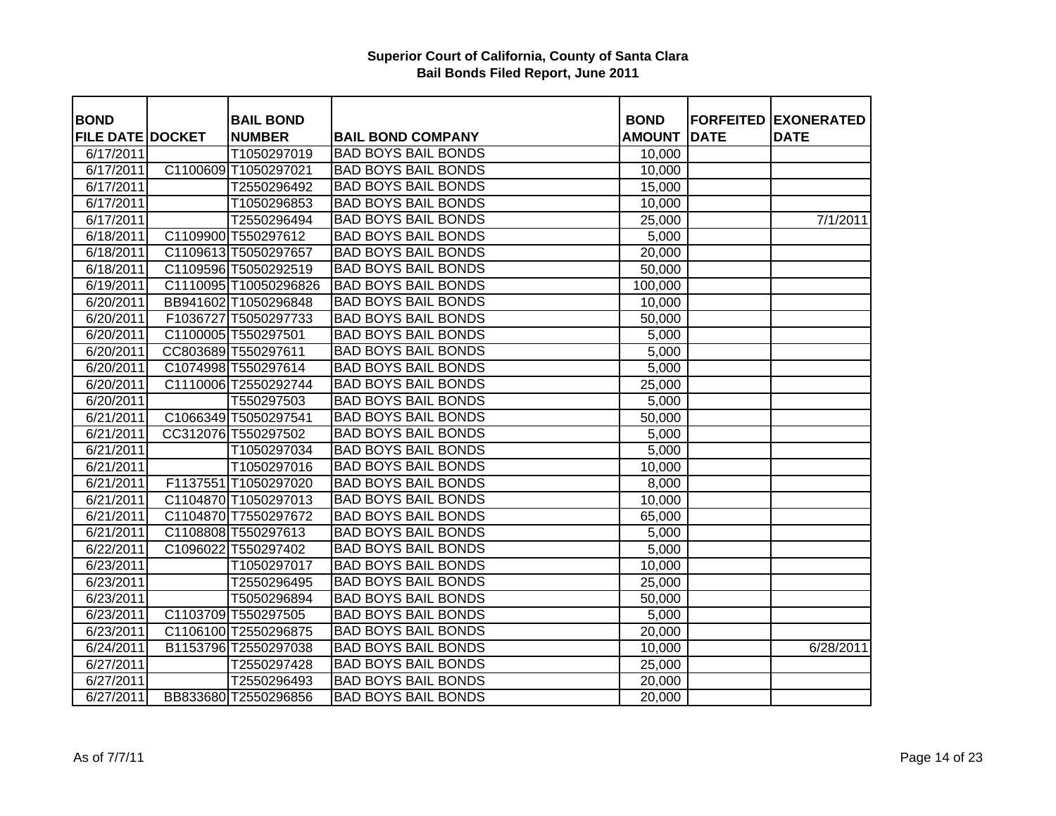**Superior Court of California, County of Santa Clara**
**Bail Bonds Filed Report, June 2011**

| BOND FILE DATE | DOCKET | BAIL BOND NUMBER | BAIL BOND COMPANY | BOND AMOUNT | FORFEITED DATE | EXONERATED DATE |
|---|---|---|---|---|---|---|
| 6/17/2011 | | T1050297019 | BAD BOYS BAIL BONDS | 10,000 | | |
| 6/17/2011 | C1100609 | T1050297021 | BAD BOYS BAIL BONDS | 10,000 | | |
| 6/17/2011 | | T2550296492 | BAD BOYS BAIL BONDS | 15,000 | | |
| 6/17/2011 | | T1050296853 | BAD BOYS BAIL BONDS | 10,000 | | |
| 6/17/2011 | | T2550296494 | BAD BOYS BAIL BONDS | 25,000 | | 7/1/2011 |
| 6/18/2011 | C1109900 | T550297612 | BAD BOYS BAIL BONDS | 5,000 | | |
| 6/18/2011 | C1109613 | T5050297657 | BAD BOYS BAIL BONDS | 20,000 | | |
| 6/18/2011 | C1109596 | T5050292519 | BAD BOYS BAIL BONDS | 50,000 | | |
| 6/19/2011 | C1110095 | T10050296826 | BAD BOYS BAIL BONDS | 100,000 | | |
| 6/20/2011 | BB941602 | T1050296848 | BAD BOYS BAIL BONDS | 10,000 | | |
| 6/20/2011 | F1036727 | T5050297733 | BAD BOYS BAIL BONDS | 50,000 | | |
| 6/20/2011 | C1100005 | T550297501 | BAD BOYS BAIL BONDS | 5,000 | | |
| 6/20/2011 | CC803689 | T550297611 | BAD BOYS BAIL BONDS | 5,000 | | |
| 6/20/2011 | C1074998 | T550297614 | BAD BOYS BAIL BONDS | 5,000 | | |
| 6/20/2011 | C1110006 | T2550292744 | BAD BOYS BAIL BONDS | 25,000 | | |
| 6/20/2011 | | T550297503 | BAD BOYS BAIL BONDS | 5,000 | | |
| 6/21/2011 | C1066349 | T5050297541 | BAD BOYS BAIL BONDS | 50,000 | | |
| 6/21/2011 | CC312076 | T550297502 | BAD BOYS BAIL BONDS | 5,000 | | |
| 6/21/2011 | | T1050297034 | BAD BOYS BAIL BONDS | 5,000 | | |
| 6/21/2011 | | T1050297016 | BAD BOYS BAIL BONDS | 10,000 | | |
| 6/21/2011 | F1137551 | T1050297020 | BAD BOYS BAIL BONDS | 8,000 | | |
| 6/21/2011 | C1104870 | T1050297013 | BAD BOYS BAIL BONDS | 10,000 | | |
| 6/21/2011 | C1104870 | T7550297672 | BAD BOYS BAIL BONDS | 65,000 | | |
| 6/21/2011 | C1108808 | T550297613 | BAD BOYS BAIL BONDS | 5,000 | | |
| 6/22/2011 | C1096022 | T550297402 | BAD BOYS BAIL BONDS | 5,000 | | |
| 6/23/2011 | | T1050297017 | BAD BOYS BAIL BONDS | 10,000 | | |
| 6/23/2011 | | T2550296495 | BAD BOYS BAIL BONDS | 25,000 | | |
| 6/23/2011 | | T5050296894 | BAD BOYS BAIL BONDS | 50,000 | | |
| 6/23/2011 | C1103709 | T550297505 | BAD BOYS BAIL BONDS | 5,000 | | |
| 6/23/2011 | C1106100 | T2550296875 | BAD BOYS BAIL BONDS | 20,000 | | |
| 6/24/2011 | B1153796 | T2550297038 | BAD BOYS BAIL BONDS | 10,000 | | 6/28/2011 |
| 6/27/2011 | | T2550297428 | BAD BOYS BAIL BONDS | 25,000 | | |
| 6/27/2011 | | T2550296493 | BAD BOYS BAIL BONDS | 20,000 | | |
| 6/27/2011 | BB833680 | T2550296856 | BAD BOYS BAIL BONDS | 20,000 | | |

As of 7/7/11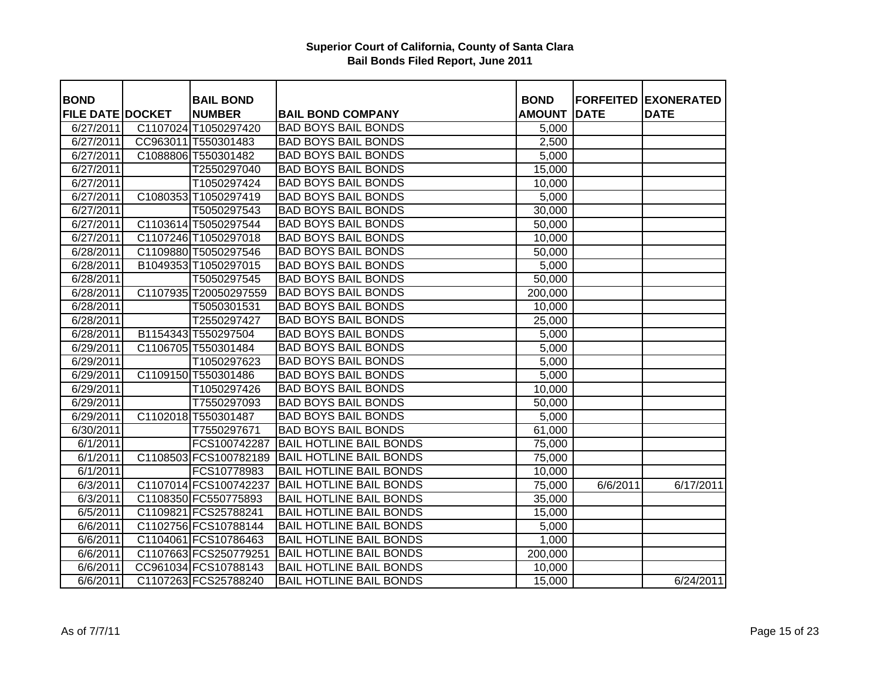**Superior Court of California, County of Santa Clara**
**Bail Bonds Filed Report, June 2011**

| BOND FILE DATE | DOCKET | BAIL BOND NUMBER | BAIL BOND COMPANY | BOND AMOUNT | FORFEITED DATE | EXONERATED DATE |
|---|---|---|---|---|---|---|
| 6/27/2011 | C1107024 | T1050297420 | BAD BOYS BAIL BONDS | 5,000 | | |
| 6/27/2011 | CC963011 | T550301483 | BAD BOYS BAIL BONDS | 2,500 | | |
| 6/27/2011 | C1088806 | T550301482 | BAD BOYS BAIL BONDS | 5,000 | | |
| 6/27/2011 | | T2550297040 | BAD BOYS BAIL BONDS | 15,000 | | |
| 6/27/2011 | | T1050297424 | BAD BOYS BAIL BONDS | 10,000 | | |
| 6/27/2011 | C1080353 | T1050297419 | BAD BOYS BAIL BONDS | 5,000 | | |
| 6/27/2011 | | T5050297543 | BAD BOYS BAIL BONDS | 30,000 | | |
| 6/27/2011 | C1103614 | T5050297544 | BAD BOYS BAIL BONDS | 50,000 | | |
| 6/27/2011 | C1107246 | T1050297018 | BAD BOYS BAIL BONDS | 10,000 | | |
| 6/28/2011 | C1109880 | T5050297546 | BAD BOYS BAIL BONDS | 50,000 | | |
| 6/28/2011 | B1049353 | T1050297015 | BAD BOYS BAIL BONDS | 5,000 | | |
| 6/28/2011 | | T5050297545 | BAD BOYS BAIL BONDS | 50,000 | | |
| 6/28/2011 | C1107935 | T20050297559 | BAD BOYS BAIL BONDS | 200,000 | | |
| 6/28/2011 | | T5050301531 | BAD BOYS BAIL BONDS | 10,000 | | |
| 6/28/2011 | | T2550297427 | BAD BOYS BAIL BONDS | 25,000 | | |
| 6/28/2011 | B1154343 | T550297504 | BAD BOYS BAIL BONDS | 5,000 | | |
| 6/29/2011 | C1106705 | T550301484 | BAD BOYS BAIL BONDS | 5,000 | | |
| 6/29/2011 | | T1050297623 | BAD BOYS BAIL BONDS | 5,000 | | |
| 6/29/2011 | C1109150 | T550301486 | BAD BOYS BAIL BONDS | 5,000 | | |
| 6/29/2011 | | T1050297426 | BAD BOYS BAIL BONDS | 10,000 | | |
| 6/29/2011 | | T7550297093 | BAD BOYS BAIL BONDS | 50,000 | | |
| 6/29/2011 | C1102018 | T550301487 | BAD BOYS BAIL BONDS | 5,000 | | |
| 6/30/2011 | | T7550297671 | BAD BOYS BAIL BONDS | 61,000 | | |
| 6/1/2011 | | FCS100742287 | BAIL HOTLINE BAIL BONDS | 75,000 | | |
| 6/1/2011 | C1108503 | FCS100782189 | BAIL HOTLINE BAIL BONDS | 75,000 | | |
| 6/1/2011 | | FCS10778983 | BAIL HOTLINE BAIL BONDS | 10,000 | | |
| 6/3/2011 | C1107014 | FCS100742237 | BAIL HOTLINE BAIL BONDS | 75,000 | 6/6/2011 | 6/17/2011 |
| 6/3/2011 | C1108350 | FC550775893 | BAIL HOTLINE BAIL BONDS | 35,000 | | |
| 6/5/2011 | C1109821 | FCS25788241 | BAIL HOTLINE BAIL BONDS | 15,000 | | |
| 6/6/2011 | C1102756 | FCS10788144 | BAIL HOTLINE BAIL BONDS | 5,000 | | |
| 6/6/2011 | C1104061 | FCS10786463 | BAIL HOTLINE BAIL BONDS | 1,000 | | |
| 6/6/2011 | C1107663 | FCS250779251 | BAIL HOTLINE BAIL BONDS | 200,000 | | |
| 6/6/2011 | CC961034 | FCS10788143 | BAIL HOTLINE BAIL BONDS | 10,000 | | |
| 6/6/2011 | C1107263 | FCS25788240 | BAIL HOTLINE BAIL BONDS | 15,000 | | 6/24/2011 |

As of 7/7/11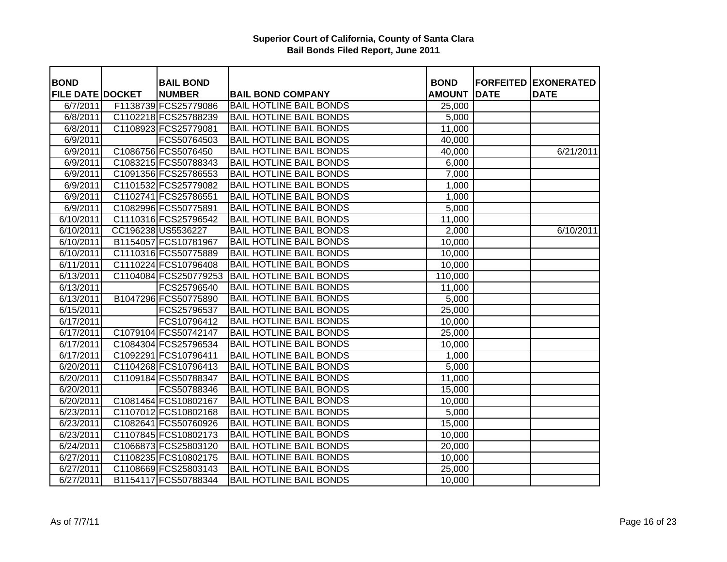# Superior Court of California, County of Santa Clara
## Bail Bonds Filed Report, June 2011

| BOND FILE DATE | DOCKET | BAIL BOND NUMBER | BAIL BOND COMPANY | BOND AMOUNT | FORFEITED DATE | EXONERATED DATE |
|---|---|---|---|---|---|---|
| 6/7/2011 | F1138739 | FCS25779086 | BAIL HOTLINE BAIL BONDS | 25,000 | | |
| 6/8/2011 | C1102218 | FCS25788239 | BAIL HOTLINE BAIL BONDS | 5,000 | | |
| 6/8/2011 | C1108923 | FCS25779081 | BAIL HOTLINE BAIL BONDS | 11,000 | | |
| 6/9/2011 | | FCS50764503 | BAIL HOTLINE BAIL BONDS | 40,000 | | |
| 6/9/2011 | C1086756 | FCS5076450 | BAIL HOTLINE BAIL BONDS | 40,000 | | 6/21/2011 |
| 6/9/2011 | C1083215 | FCS50788343 | BAIL HOTLINE BAIL BONDS | 6,000 | | |
| 6/9/2011 | C1091356 | FCS25786553 | BAIL HOTLINE BAIL BONDS | 7,000 | | |
| 6/9/2011 | C1101532 | FCS25779082 | BAIL HOTLINE BAIL BONDS | 1,000 | | |
| 6/9/2011 | C1102741 | FCS25786551 | BAIL HOTLINE BAIL BONDS | 1,000 | | |
| 6/9/2011 | C1082996 | FCS50775891 | BAIL HOTLINE BAIL BONDS | 5,000 | | |
| 6/10/2011 | C1110316 | FCS25796542 | BAIL HOTLINE BAIL BONDS | 11,000 | | |
| 6/10/2011 | CC196238 | US5536227 | BAIL HOTLINE BAIL BONDS | 2,000 | | 6/10/2011 |
| 6/10/2011 | B1154057 | FCS10781967 | BAIL HOTLINE BAIL BONDS | 10,000 | | |
| 6/10/2011 | C1110316 | FCS50775889 | BAIL HOTLINE BAIL BONDS | 10,000 | | |
| 6/11/2011 | C1110224 | FCS10796408 | BAIL HOTLINE BAIL BONDS | 10,000 | | |
| 6/13/2011 | C1104084 | FCS250779253 | BAIL HOTLINE BAIL BONDS | 110,000 | | |
| 6/13/2011 | | FCS25796540 | BAIL HOTLINE BAIL BONDS | 11,000 | | |
| 6/13/2011 | B1047296 | FCS50775890 | BAIL HOTLINE BAIL BONDS | 5,000 | | |
| 6/15/2011 | | FCS25796537 | BAIL HOTLINE BAIL BONDS | 25,000 | | |
| 6/17/2011 | | FCS10796412 | BAIL HOTLINE BAIL BONDS | 10,000 | | |
| 6/17/2011 | C1079104 | FCS50742147 | BAIL HOTLINE BAIL BONDS | 25,000 | | |
| 6/17/2011 | C1084304 | FCS25796534 | BAIL HOTLINE BAIL BONDS | 10,000 | | |
| 6/17/2011 | C1092291 | FCS10796411 | BAIL HOTLINE BAIL BONDS | 1,000 | | |
| 6/20/2011 | C1104268 | FCS10796413 | BAIL HOTLINE BAIL BONDS | 5,000 | | |
| 6/20/2011 | C1109184 | FCS50788347 | BAIL HOTLINE BAIL BONDS | 11,000 | | |
| 6/20/2011 | | FCS50788346 | BAIL HOTLINE BAIL BONDS | 15,000 | | |
| 6/20/2011 | C1081464 | FCS10802167 | BAIL HOTLINE BAIL BONDS | 10,000 | | |
| 6/23/2011 | C1107012 | FCS10802168 | BAIL HOTLINE BAIL BONDS | 5,000 | | |
| 6/23/2011 | C1082641 | FCS50760926 | BAIL HOTLINE BAIL BONDS | 15,000 | | |
| 6/23/2011 | C1107845 | FCS10802173 | BAIL HOTLINE BAIL BONDS | 10,000 | | |
| 6/24/2011 | C1066873 | FCS25803120 | BAIL HOTLINE BAIL BONDS | 20,000 | | |
| 6/27/2011 | C1108235 | FCS10802175 | BAIL HOTLINE BAIL BONDS | 10,000 | | |
| 6/27/2011 | C1108669 | FCS25803143 | BAIL HOTLINE BAIL BONDS | 25,000 | | |
| 6/27/2011 | B1154117 | FCS50788344 | BAIL HOTLINE BAIL BONDS | 10,000 | | |

As of 7/7/11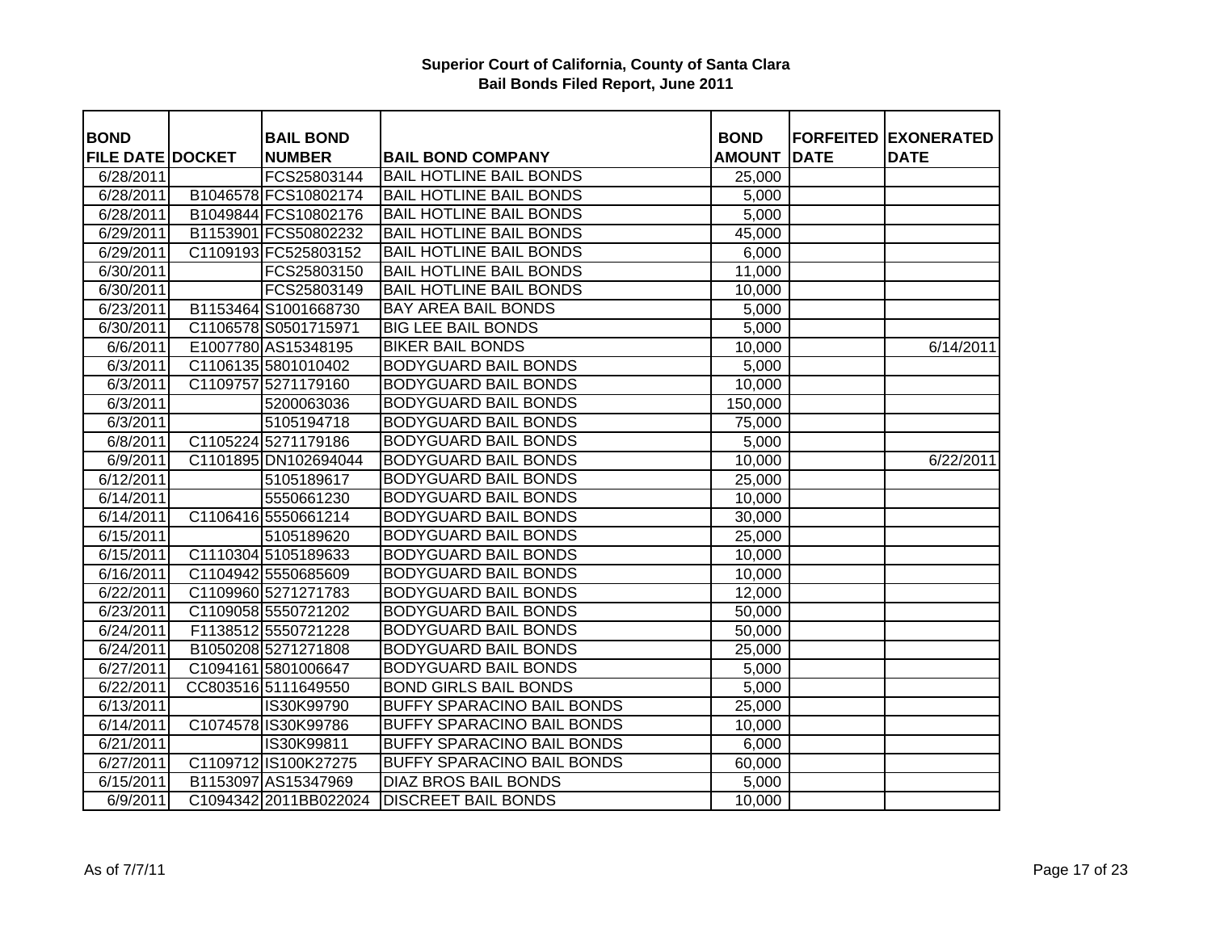# Superior Court of California, County of Santa Clara
## Bail Bonds Filed Report, June 2011

| BOND FILE DATE | DOCKET | BAIL BOND NUMBER | BAIL BOND COMPANY | BOND AMOUNT | FORFEITED DATE | EXONERATED DATE |
|---|---|---|---|---|---|---|
| 6/28/2011 | | FCS25803144 | BAIL HOTLINE BAIL BONDS | 25,000 | | |
| 6/28/2011 | B1046578 | FCS10802174 | BAIL HOTLINE BAIL BONDS | 5,000 | | |
| 6/28/2011 | B1049844 | FCS10802176 | BAIL HOTLINE BAIL BONDS | 5,000 | | |
| 6/29/2011 | B1153901 | FCS50802232 | BAIL HOTLINE BAIL BONDS | 45,000 | | |
| 6/29/2011 | C1109193 | FC525803152 | BAIL HOTLINE BAIL BONDS | 6,000 | | |
| 6/30/2011 | | FCS25803150 | BAIL HOTLINE BAIL BONDS | 11,000 | | |
| 6/30/2011 | | FCS25803149 | BAIL HOTLINE BAIL BONDS | 10,000 | | |
| 6/23/2011 | B1153464 | S1001668730 | BAY AREA BAIL BONDS | 5,000 | | |
| 6/30/2011 | C1106578 | S0501715971 | BIG LEE BAIL BONDS | 5,000 | | |
| 6/6/2011 | E1007780 | AS15348195 | BIKER BAIL BONDS | 10,000 | | 6/14/2011 |
| 6/3/2011 | C1106135 | 5801010402 | BODYGUARD BAIL BONDS | 5,000 | | |
| 6/3/2011 | C1109757 | 5271179160 | BODYGUARD BAIL BONDS | 10,000 | | |
| 6/3/2011 | | 5200063036 | BODYGUARD BAIL BONDS | 150,000 | | |
| 6/3/2011 | | 5105194718 | BODYGUARD BAIL BONDS | 75,000 | | |
| 6/8/2011 | C1105224 | 5271179186 | BODYGUARD BAIL BONDS | 5,000 | | |
| 6/9/2011 | C1101895 | DN102694044 | BODYGUARD BAIL BONDS | 10,000 | | 6/22/2011 |
| 6/12/2011 | | 5105189617 | BODYGUARD BAIL BONDS | 25,000 | | |
| 6/14/2011 | | 5550661230 | BODYGUARD BAIL BONDS | 10,000 | | |
| 6/14/2011 | C1106416 | 5550661214 | BODYGUARD BAIL BONDS | 30,000 | | |
| 6/15/2011 | | 5105189620 | BODYGUARD BAIL BONDS | 25,000 | | |
| 6/15/2011 | C1110304 | 5105189633 | BODYGUARD BAIL BONDS | 10,000 | | |
| 6/16/2011 | C1104942 | 5550685609 | BODYGUARD BAIL BONDS | 10,000 | | |
| 6/22/2011 | C1109960 | 5271271783 | BODYGUARD BAIL BONDS | 12,000 | | |
| 6/23/2011 | C1109058 | 5550721202 | BODYGUARD BAIL BONDS | 50,000 | | |
| 6/24/2011 | F1138512 | 5550721228 | BODYGUARD BAIL BONDS | 50,000 | | |
| 6/24/2011 | B1050208 | 5271271808 | BODYGUARD BAIL BONDS | 25,000 | | |
| 6/27/2011 | C1094161 | 5801006647 | BODYGUARD BAIL BONDS | 5,000 | | |
| 6/22/2011 | CC803516 | 5111649550 | BOND GIRLS BAIL BONDS | 5,000 | | |
| 6/13/2011 | | IS30K99790 | BUFFY SPARACINO BAIL BONDS | 25,000 | | |
| 6/14/2011 | C1074578 | IS30K99786 | BUFFY SPARACINO BAIL BONDS | 10,000 | | |
| 6/21/2011 | | IS30K99811 | BUFFY SPARACINO BAIL BONDS | 6,000 | | |
| 6/27/2011 | C1109712 | IS100K27275 | BUFFY SPARACINO BAIL BONDS | 60,000 | | |
| 6/15/2011 | B1153097 | AS15347969 | DIAZ BROS BAIL BONDS | 5,000 | | |
| 6/9/2011 | C1094342 | 2011BB022024 | DISCREET BAIL BONDS | 10,000 | | |

As of 7/7/11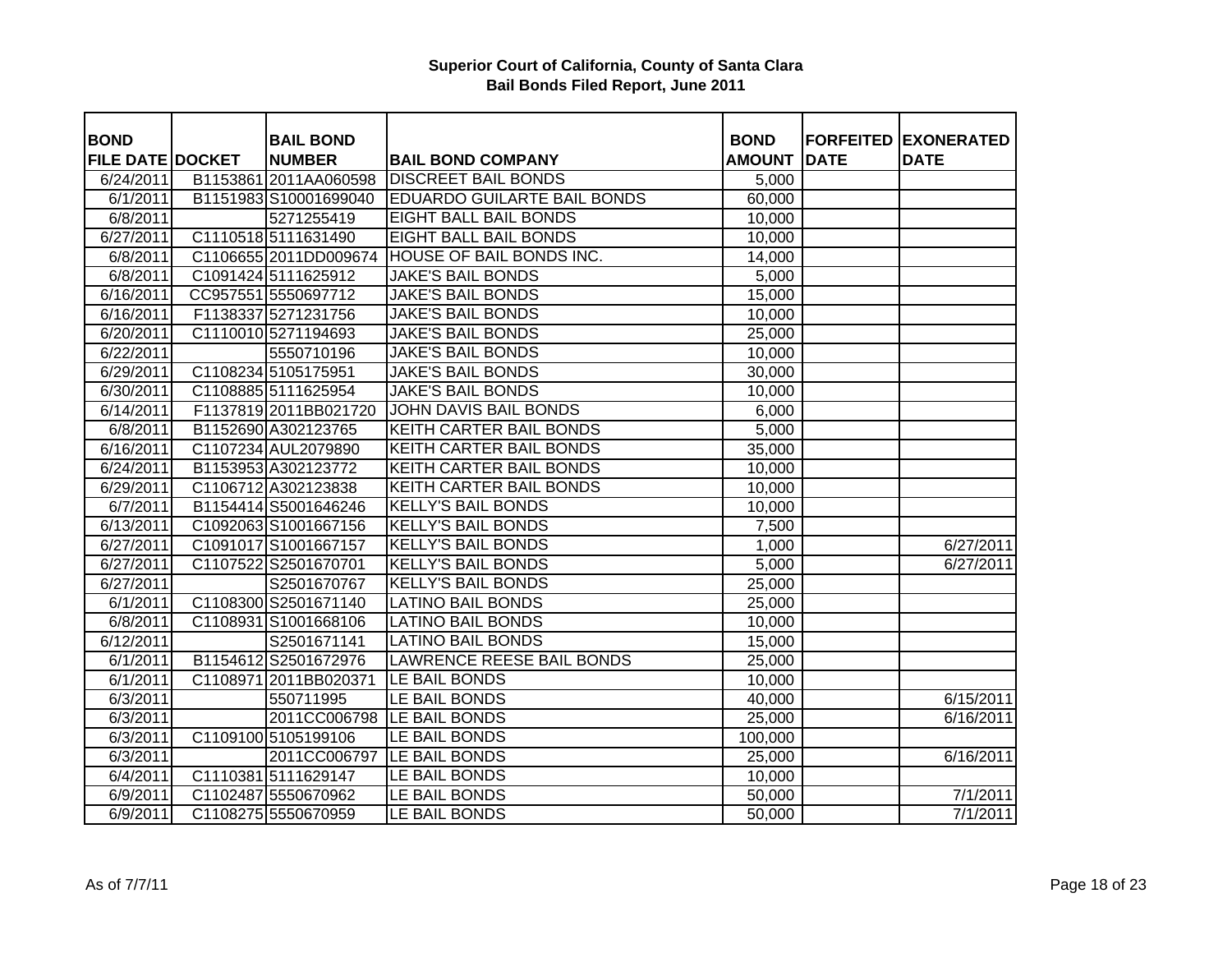# Superior Court of California, County of Santa Clara
## Bail Bonds Filed Report, June 2011

| BOND FILE DATE | DOCKET | BAIL BOND NUMBER | BAIL BOND COMPANY | BOND AMOUNT | FORFEITED DATE | EXONERATED DATE |
|---|---|---|---|---|---|---|
| 6/24/2011 | B1153861 | 2011AA060598 | DISCREET BAIL BONDS | 5,000 | | |
| 6/1/2011 | B1151983 | S10001699040 | EDUARDO GUILARTE BAIL BONDS | 60,000 | | |
| 6/8/2011 | | 5271255419 | EIGHT BALL BAIL BONDS | 10,000 | | |
| 6/27/2011 | C1110518 | 5111631490 | EIGHT BALL BAIL BONDS | 10,000 | | |
| 6/8/2011 | C1106655 | 2011DD009674 | HOUSE OF BAIL BONDS INC. | 14,000 | | |
| 6/8/2011 | C1091424 | 5111625912 | JAKE'S BAIL BONDS | 5,000 | | |
| 6/16/2011 | CC957551 | 5550697712 | JAKE'S BAIL BONDS | 15,000 | | |
| 6/16/2011 | F1138337 | 5271231756 | JAKE'S BAIL BONDS | 10,000 | | |
| 6/20/2011 | C1110010 | 5271194693 | JAKE'S BAIL BONDS | 25,000 | | |
| 6/22/2011 | | 5550710196 | JAKE'S BAIL BONDS | 10,000 | | |
| 6/29/2011 | C1108234 | 5105175951 | JAKE'S BAIL BONDS | 30,000 | | |
| 6/30/2011 | C1108885 | 5111625954 | JAKE'S BAIL BONDS | 10,000 | | |
| 6/14/2011 | F1137819 | 2011BB021720 | JOHN DAVIS BAIL BONDS | 6,000 | | |
| 6/8/2011 | B1152690 | A302123765 | KEITH CARTER BAIL BONDS | 5,000 | | |
| 6/16/2011 | C1107234 | AUL2079890 | KEITH CARTER BAIL BONDS | 35,000 | | |
| 6/24/2011 | B1153953 | A302123772 | KEITH CARTER BAIL BONDS | 10,000 | | |
| 6/29/2011 | C1106712 | A302123838 | KEITH CARTER BAIL BONDS | 10,000 | | |
| 6/7/2011 | B1154414 | S5001646246 | KELLY'S BAIL BONDS | 10,000 | | |
| 6/13/2011 | C1092063 | S1001667156 | KELLY'S BAIL BONDS | 7,500 | | |
| 6/27/2011 | C1091017 | S1001667157 | KELLY'S BAIL BONDS | 1,000 | | 6/27/2011 |
| 6/27/2011 | C1107522 | S2501670701 | KELLY'S BAIL BONDS | 5,000 | | 6/27/2011 |
| 6/27/2011 | | S2501670767 | KELLY'S BAIL BONDS | 25,000 | | |
| 6/1/2011 | C1108300 | S2501671140 | LATINO BAIL BONDS | 25,000 | | |
| 6/8/2011 | C1108931 | S1001668106 | LATINO BAIL BONDS | 10,000 | | |
| 6/12/2011 | | S2501671141 | LATINO BAIL BONDS | 15,000 | | |
| 6/1/2011 | B1154612 | S2501672976 | LAWRENCE REESE BAIL BONDS | 25,000 | | |
| 6/1/2011 | C1108971 | 2011BB020371 | LE BAIL BONDS | 10,000 | | |
| 6/3/2011 | | 550711995 | LE BAIL BONDS | 40,000 | | 6/15/2011 |
| 6/3/2011 | | 2011CC006798 | LE BAIL BONDS | 25,000 | | 6/16/2011 |
| 6/3/2011 | C1109100 | 5105199106 | LE BAIL BONDS | 100,000 | | |
| 6/3/2011 | | 2011CC006797 | LE BAIL BONDS | 25,000 | | 6/16/2011 |
| 6/4/2011 | C1110381 | 5111629147 | LE BAIL BONDS | 10,000 | | |
| 6/9/2011 | C1102487 | 5550670962 | LE BAIL BONDS | 50,000 | | 7/1/2011 |
| 6/9/2011 | C1108275 | 5550670959 | LE BAIL BONDS | 50,000 | | 7/1/2011 |

As of 7/7/11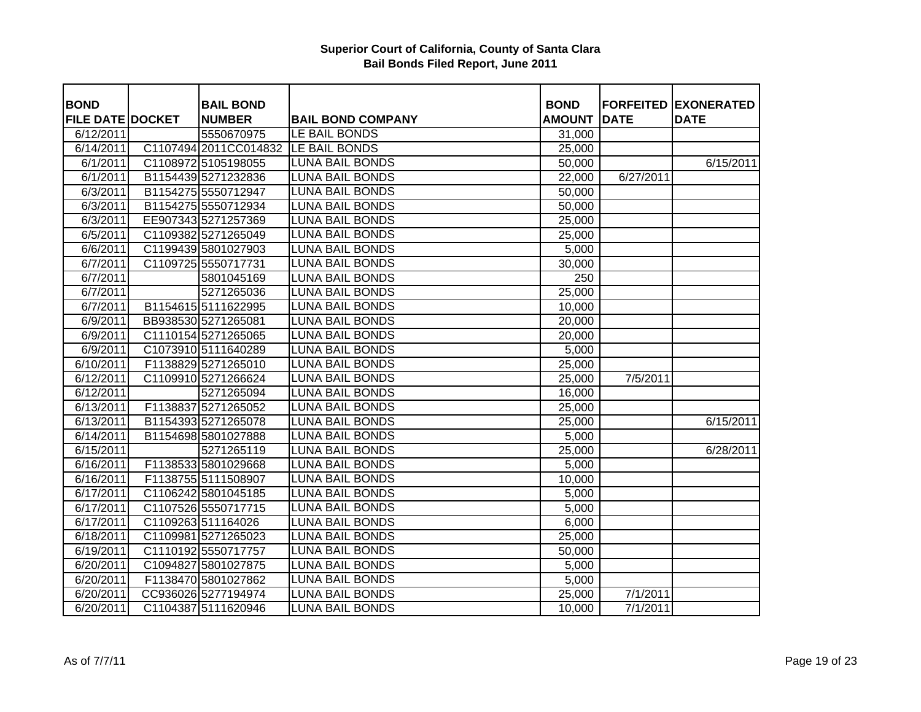# Superior Court of California, County of Santa Clara
## Bail Bonds Filed Report, June 2011

| BOND FILE DATE | DOCKET | BAIL BOND NUMBER | BAIL BOND COMPANY | BOND AMOUNT | FORFEITED DATE | EXONERATED DATE |
|---|---|---|---|---|---|---|
| 6/12/2011 | | 5550670975 | LE BAIL BONDS | 31,000 | | |
| 6/14/2011 | C1107494 | 2011CC014832 | LE BAIL BONDS | 25,000 | | |
| 6/1/2011 | C1108972 | 5105198055 | LUNA BAIL BONDS | 50,000 | | 6/15/2011 |
| 6/1/2011 | B1154439 | 5271232836 | LUNA BAIL BONDS | 22,000 | 6/27/2011 | |
| 6/3/2011 | B1154275 | 5550712947 | LUNA BAIL BONDS | 50,000 | | |
| 6/3/2011 | B1154275 | 5550712934 | LUNA BAIL BONDS | 50,000 | | |
| 6/3/2011 | EE907343 | 5271257369 | LUNA BAIL BONDS | 25,000 | | |
| 6/5/2011 | C1109382 | 5271265049 | LUNA BAIL BONDS | 25,000 | | |
| 6/6/2011 | C1199439 | 5801027903 | LUNA BAIL BONDS | 5,000 | | |
| 6/7/2011 | C1109725 | 5550717731 | LUNA BAIL BONDS | 30,000 | | |
| 6/7/2011 | | 5801045169 | LUNA BAIL BONDS | 250 | | |
| 6/7/2011 | | 5271265036 | LUNA BAIL BONDS | 25,000 | | |
| 6/7/2011 | B1154615 | 5111622995 | LUNA BAIL BONDS | 10,000 | | |
| 6/9/2011 | BB938530 | 5271265081 | LUNA BAIL BONDS | 20,000 | | |
| 6/9/2011 | C1110154 | 5271265065 | LUNA BAIL BONDS | 20,000 | | |
| 6/9/2011 | C1073910 | 5111640289 | LUNA BAIL BONDS | 5,000 | | |
| 6/10/2011 | F1138829 | 5271265010 | LUNA BAIL BONDS | 25,000 | | |
| 6/12/2011 | C1109910 | 5271266624 | LUNA BAIL BONDS | 25,000 | 7/5/2011 | |
| 6/12/2011 | | 5271265094 | LUNA BAIL BONDS | 16,000 | | |
| 6/13/2011 | F1138837 | 5271265052 | LUNA BAIL BONDS | 25,000 | | |
| 6/13/2011 | B1154393 | 5271265078 | LUNA BAIL BONDS | 25,000 | | 6/15/2011 |
| 6/14/2011 | B1154698 | 5801027888 | LUNA BAIL BONDS | 5,000 | | |
| 6/15/2011 | | 5271265119 | LUNA BAIL BONDS | 25,000 | | 6/28/2011 |
| 6/16/2011 | F1138533 | 5801029668 | LUNA BAIL BONDS | 5,000 | | |
| 6/16/2011 | F1138755 | 5111508907 | LUNA BAIL BONDS | 10,000 | | |
| 6/17/2011 | C1106242 | 5801045185 | LUNA BAIL BONDS | 5,000 | | |
| 6/17/2011 | C1107526 | 5550717715 | LUNA BAIL BONDS | 5,000 | | |
| 6/17/2011 | C1109263 | 511164026 | LUNA BAIL BONDS | 6,000 | | |
| 6/18/2011 | C1109981 | 5271265023 | LUNA BAIL BONDS | 25,000 | | |
| 6/19/2011 | C1110192 | 5550717757 | LUNA BAIL BONDS | 50,000 | | |
| 6/20/2011 | C1094827 | 5801027875 | LUNA BAIL BONDS | 5,000 | | |
| 6/20/2011 | F1138470 | 5801027862 | LUNA BAIL BONDS | 5,000 | | |
| 6/20/2011 | CC936026 | 5277194974 | LUNA BAIL BONDS | 25,000 | 7/1/2011 | |
| 6/20/2011 | C1104387 | 5111620946 | LUNA BAIL BONDS | 10,000 | 7/1/2011 | |

As of 7/7/11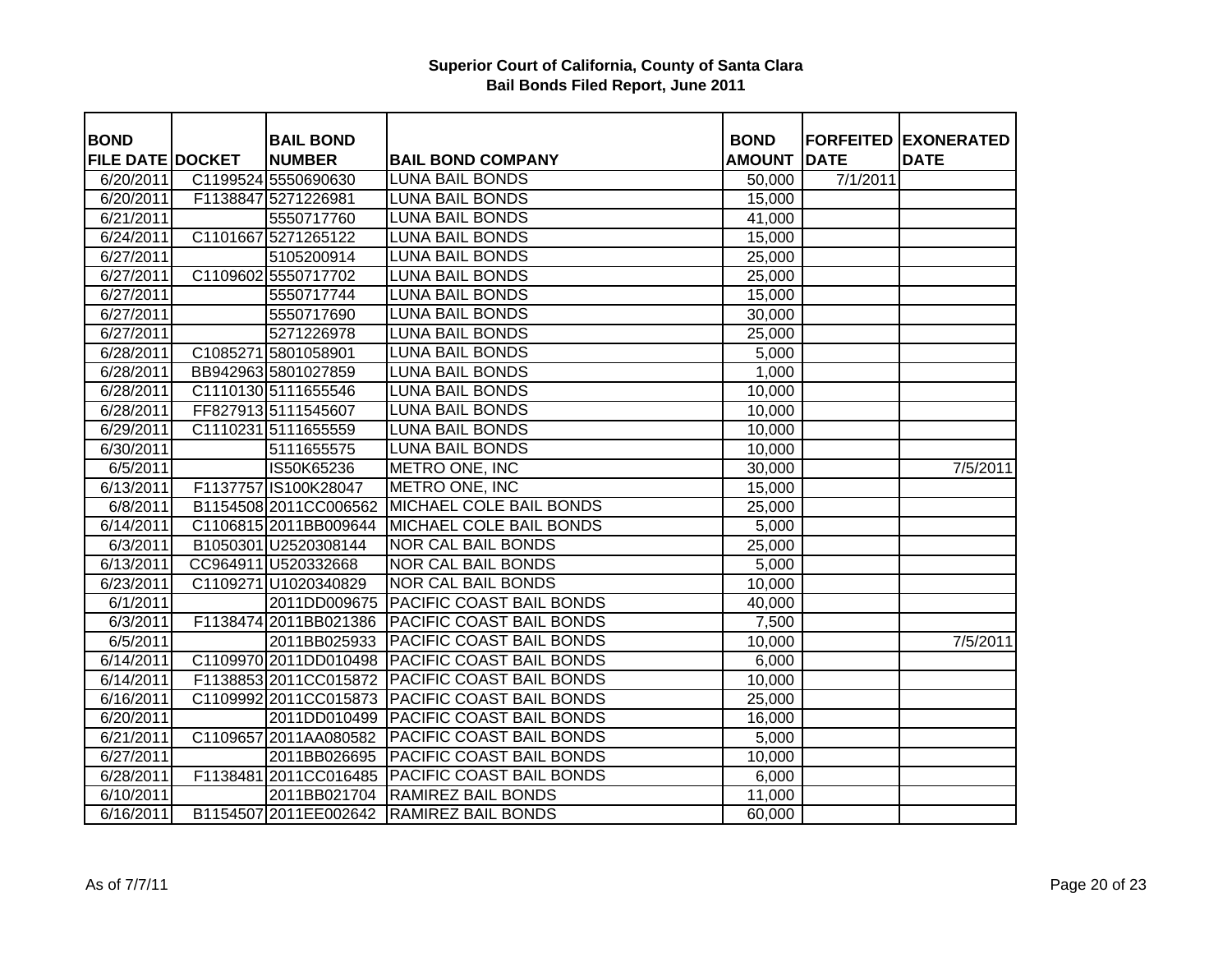**Superior Court of California, County of Santa Clara**
**Bail Bonds Filed Report, June 2011**

| BOND FILE DATE | DOCKET | BAIL BOND NUMBER | BAIL BOND COMPANY | BOND AMOUNT | FORFEITED DATE | EXONERATED DATE |
|---|---|---|---|---|---|---|
| 6/20/2011 | C1199524 | 5550690630 | LUNA BAIL BONDS | 50,000 | 7/1/2011 | |
| 6/20/2011 | F1138847 | 5271226981 | LUNA BAIL BONDS | 15,000 | | |
| 6/21/2011 | | 5550717760 | LUNA BAIL BONDS | 41,000 | | |
| 6/24/2011 | C1101667 | 5271265122 | LUNA BAIL BONDS | 15,000 | | |
| 6/27/2011 | | 5105200914 | LUNA BAIL BONDS | 25,000 | | |
| 6/27/2011 | C1109602 | 5550717702 | LUNA BAIL BONDS | 25,000 | | |
| 6/27/2011 | | 5550717744 | LUNA BAIL BONDS | 15,000 | | |
| 6/27/2011 | | 5550717690 | LUNA BAIL BONDS | 30,000 | | |
| 6/27/2011 | | 5271226978 | LUNA BAIL BONDS | 25,000 | | |
| 6/28/2011 | C1085271 | 5801058901 | LUNA BAIL BONDS | 5,000 | | |
| 6/28/2011 | BB942963 | 5801027859 | LUNA BAIL BONDS | 1,000 | | |
| 6/28/2011 | C1110130 | 5111655546 | LUNA BAIL BONDS | 10,000 | | |
| 6/28/2011 | FF827913 | 5111545607 | LUNA BAIL BONDS | 10,000 | | |
| 6/29/2011 | C1110231 | 5111655559 | LUNA BAIL BONDS | 10,000 | | |
| 6/30/2011 | | 5111655575 | LUNA BAIL BONDS | 10,000 | | |
| 6/5/2011 | | IS50K65236 | METRO ONE, INC | 30,000 | | 7/5/2011 |
| 6/13/2011 | F1137757 | IS100K28047 | METRO ONE, INC | 15,000 | | |
| 6/8/2011 | B1154508 | 2011CC006562 | MICHAEL COLE BAIL BONDS | 25,000 | | |
| 6/14/2011 | C1106815 | 2011BB009644 | MICHAEL COLE BAIL BONDS | 5,000 | | |
| 6/3/2011 | B1050301 | U2520308144 | NOR CAL BAIL BONDS | 25,000 | | |
| 6/13/2011 | CC964911 | U520332668 | NOR CAL BAIL BONDS | 5,000 | | |
| 6/23/2011 | C1109271 | U1020340829 | NOR CAL BAIL BONDS | 10,000 | | |
| 6/1/2011 | | 2011DD009675 | PACIFIC COAST BAIL BONDS | 40,000 | | |
| 6/3/2011 | F1138474 | 2011BB021386 | PACIFIC COAST BAIL BONDS | 7,500 | | |
| 6/5/2011 | | 2011BB025933 | PACIFIC COAST BAIL BONDS | 10,000 | | 7/5/2011 |
| 6/14/2011 | C1109970 | 2011DD010498 | PACIFIC COAST BAIL BONDS | 6,000 | | |
| 6/14/2011 | F1138853 | 2011CC015872 | PACIFIC COAST BAIL BONDS | 10,000 | | |
| 6/16/2011 | C1109992 | 2011CC015873 | PACIFIC COAST BAIL BONDS | 25,000 | | |
| 6/20/2011 | | 2011DD010499 | PACIFIC COAST BAIL BONDS | 16,000 | | |
| 6/21/2011 | C1109657 | 2011AA080582 | PACIFIC COAST BAIL BONDS | 5,000 | | |
| 6/27/2011 | | 2011BB026695 | PACIFIC COAST BAIL BONDS | 10,000 | | |
| 6/28/2011 | F1138481 | 2011CC016485 | PACIFIC COAST BAIL BONDS | 6,000 | | |
| 6/10/2011 | | 2011BB021704 | RAMIREZ BAIL BONDS | 11,000 | | |
| 6/16/2011 | B1154507 | 2011EE002642 | RAMIREZ BAIL BONDS | 60,000 | | |

As of 7/7/11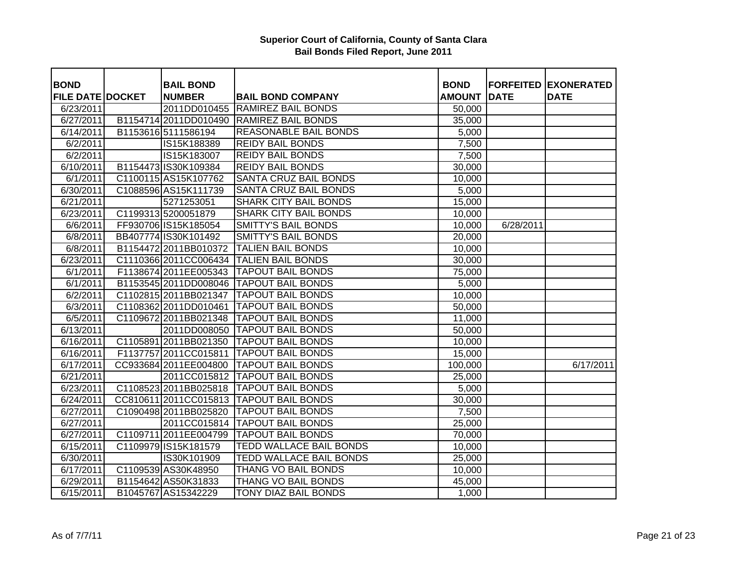# Superior Court of California, County of Santa Clara
## Bail Bonds Filed Report, June 2011

| BOND FILE DATE | DOCKET | BAIL BOND NUMBER | BAIL BOND COMPANY | BOND AMOUNT | FORFEITED DATE | EXONERATED DATE |
|---|---|---|---|---|---|---|
| 6/23/2011 | | 2011DD010455 | RAMIREZ BAIL BONDS | 50,000 | | |
| 6/27/2011 | B1154714 | 2011DD010490 | RAMIREZ BAIL BONDS | 35,000 | | |
| 6/14/2011 | B1153616 | 5111586194 | REASONABLE BAIL BONDS | 5,000 | | |
| 6/2/2011 | | IS15K188389 | REIDY BAIL BONDS | 7,500 | | |
| 6/2/2011 | | IS15K183007 | REIDY BAIL BONDS | 7,500 | | |
| 6/10/2011 | B1154473 | IS30K109384 | REIDY BAIL BONDS | 30,000 | | |
| 6/1/2011 | C1100115 | AS15K107762 | SANTA CRUZ BAIL BONDS | 10,000 | | |
| 6/30/2011 | C1088596 | AS15K111739 | SANTA CRUZ BAIL BONDS | 5,000 | | |
| 6/21/2011 | | 5271253051 | SHARK CITY BAIL BONDS | 15,000 | | |
| 6/23/2011 | C1199313 | 5200051879 | SHARK CITY BAIL BONDS | 10,000 | | |
| 6/6/2011 | FF930706 | IS15K185054 | SMITTY'S BAIL BONDS | 10,000 | 6/28/2011 | |
| 6/8/2011 | BB407774 | IS30K101492 | SMITTY'S BAIL BONDS | 20,000 | | |
| 6/8/2011 | B1154472 | 2011BB010372 | TALIEN BAIL BONDS | 10,000 | | |
| 6/23/2011 | C1110366 | 2011CC006434 | TALIEN BAIL BONDS | 30,000 | | |
| 6/1/2011 | F1138674 | 2011EE005343 | TAPOUT BAIL BONDS | 75,000 | | |
| 6/1/2011 | B1153545 | 2011DD008046 | TAPOUT BAIL BONDS | 5,000 | | |
| 6/2/2011 | C1102815 | 2011BB021347 | TAPOUT BAIL BONDS | 10,000 | | |
| 6/3/2011 | C1108362 | 2011DD010461 | TAPOUT BAIL BONDS | 50,000 | | |
| 6/5/2011 | C1109672 | 2011BB021348 | TAPOUT BAIL BONDS | 11,000 | | |
| 6/13/2011 | | 2011DD008050 | TAPOUT BAIL BONDS | 50,000 | | |
| 6/16/2011 | C1105891 | 2011BB021350 | TAPOUT BAIL BONDS | 10,000 | | |
| 6/16/2011 | F1137757 | 2011CC015811 | TAPOUT BAIL BONDS | 15,000 | | |
| 6/17/2011 | CC933684 | 2011EE004800 | TAPOUT BAIL BONDS | 100,000 | | 6/17/2011 |
| 6/21/2011 | | 2011CC015812 | TAPOUT BAIL BONDS | 25,000 | | |
| 6/23/2011 | C1108523 | 2011BB025818 | TAPOUT BAIL BONDS | 5,000 | | |
| 6/24/2011 | CC810611 | 2011CC015813 | TAPOUT BAIL BONDS | 30,000 | | |
| 6/27/2011 | C1090498 | 2011BB025820 | TAPOUT BAIL BONDS | 7,500 | | |
| 6/27/2011 | | 2011CC015814 | TAPOUT BAIL BONDS | 25,000 | | |
| 6/27/2011 | C1109711 | 2011EE004799 | TAPOUT BAIL BONDS | 70,000 | | |
| 6/15/2011 | C1109979 | IS15K181579 | TEDD WALLACE BAIL BONDS | 10,000 | | |
| 6/30/2011 | | IS30K101909 | TEDD WALLACE BAIL BONDS | 25,000 | | |
| 6/17/2011 | C1109539 | AS30K48950 | THANG VO BAIL BONDS | 10,000 | | |
| 6/29/2011 | B1154642 | AS50K31833 | THANG VO BAIL BONDS | 45,000 | | |
| 6/15/2011 | B1045767 | AS15342229 | TONY DIAZ BAIL BONDS | 1,000 | | |

As of 7/7/11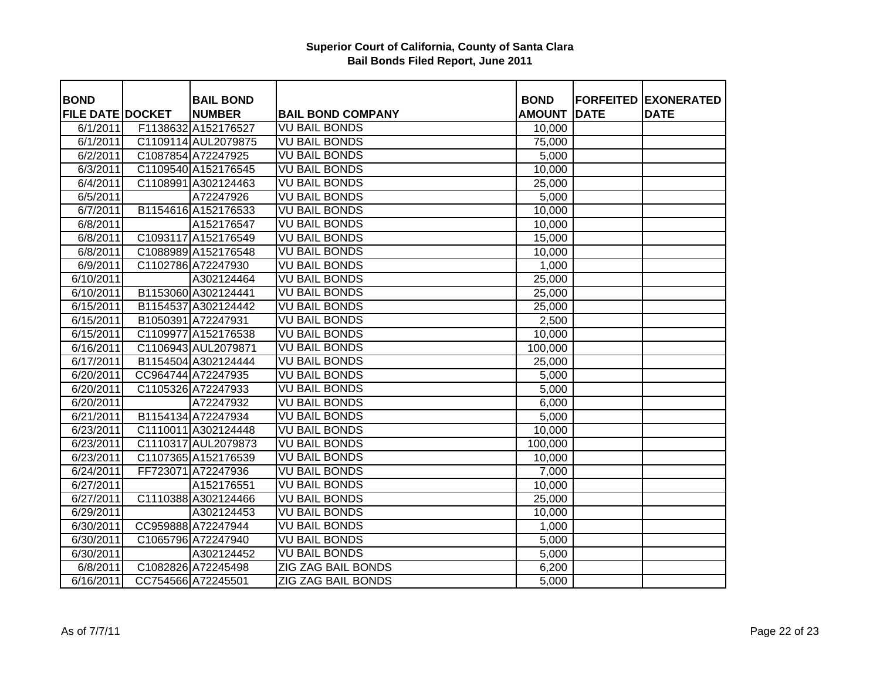**Superior Court of California, County of Santa Clara**
**Bail Bonds Filed Report, June 2011**

| BOND FILE DATE | DOCKET | BAIL BOND NUMBER | BAIL BOND COMPANY | BOND AMOUNT | FORFEITED DATE | EXONERATED DATE |
|---|---|---|---|---|---|---|
| 6/1/2011 | F1138632 | A152176527 | VU BAIL BONDS | 10,000 | | |
| 6/1/2011 | C1109114 | AUL2079875 | VU BAIL BONDS | 75,000 | | |
| 6/2/2011 | C1087854 | A72247925 | VU BAIL BONDS | 5,000 | | |
| 6/3/2011 | C1109540 | A152176545 | VU BAIL BONDS | 10,000 | | |
| 6/4/2011 | C1108991 | A302124463 | VU BAIL BONDS | 25,000 | | |
| 6/5/2011 | | A72247926 | VU BAIL BONDS | 5,000 | | |
| 6/7/2011 | B1154616 | A152176533 | VU BAIL BONDS | 10,000 | | |
| 6/8/2011 | | A152176547 | VU BAIL BONDS | 10,000 | | |
| 6/8/2011 | C1093117 | A152176549 | VU BAIL BONDS | 15,000 | | |
| 6/8/2011 | C1088989 | A152176548 | VU BAIL BONDS | 10,000 | | |
| 6/9/2011 | C1102786 | A72247930 | VU BAIL BONDS | 1,000 | | |
| 6/10/2011 | | A302124464 | VU BAIL BONDS | 25,000 | | |
| 6/10/2011 | B1153060 | A302124441 | VU BAIL BONDS | 25,000 | | |
| 6/15/2011 | B1154537 | A302124442 | VU BAIL BONDS | 25,000 | | |
| 6/15/2011 | B1050391 | A72247931 | VU BAIL BONDS | 2,500 | | |
| 6/15/2011 | C1109977 | A152176538 | VU BAIL BONDS | 10,000 | | |
| 6/16/2011 | C1106943 | AUL2079871 | VU BAIL BONDS | 100,000 | | |
| 6/17/2011 | B1154504 | A302124444 | VU BAIL BONDS | 25,000 | | |
| 6/20/2011 | CC964744 | A72247935 | VU BAIL BONDS | 5,000 | | |
| 6/20/2011 | C1105326 | A72247933 | VU BAIL BONDS | 5,000 | | |
| 6/20/2011 | | A72247932 | VU BAIL BONDS | 6,000 | | |
| 6/21/2011 | B1154134 | A72247934 | VU BAIL BONDS | 5,000 | | |
| 6/23/2011 | C1110011 | A302124448 | VU BAIL BONDS | 10,000 | | |
| 6/23/2011 | C1110317 | AUL2079873 | VU BAIL BONDS | 100,000 | | |
| 6/23/2011 | C1107365 | A152176539 | VU BAIL BONDS | 10,000 | | |
| 6/24/2011 | FF723071 | A72247936 | VU BAIL BONDS | 7,000 | | |
| 6/27/2011 | | A152176551 | VU BAIL BONDS | 10,000 | | |
| 6/27/2011 | C1110388 | A302124466 | VU BAIL BONDS | 25,000 | | |
| 6/29/2011 | | A302124453 | VU BAIL BONDS | 10,000 | | |
| 6/30/2011 | CC959888 | A72247944 | VU BAIL BONDS | 1,000 | | |
| 6/30/2011 | C1065796 | A72247940 | VU BAIL BONDS | 5,000 | | |
| 6/30/2011 | | A302124452 | VU BAIL BONDS | 5,000 | | |
| 6/8/2011 | C1082826 | A72245498 | ZIG ZAG BAIL BONDS | 6,200 | | |
| 6/16/2011 | CC754566 | A72245501 | ZIG ZAG BAIL BONDS | 5,000 | | |

As of 7/7/11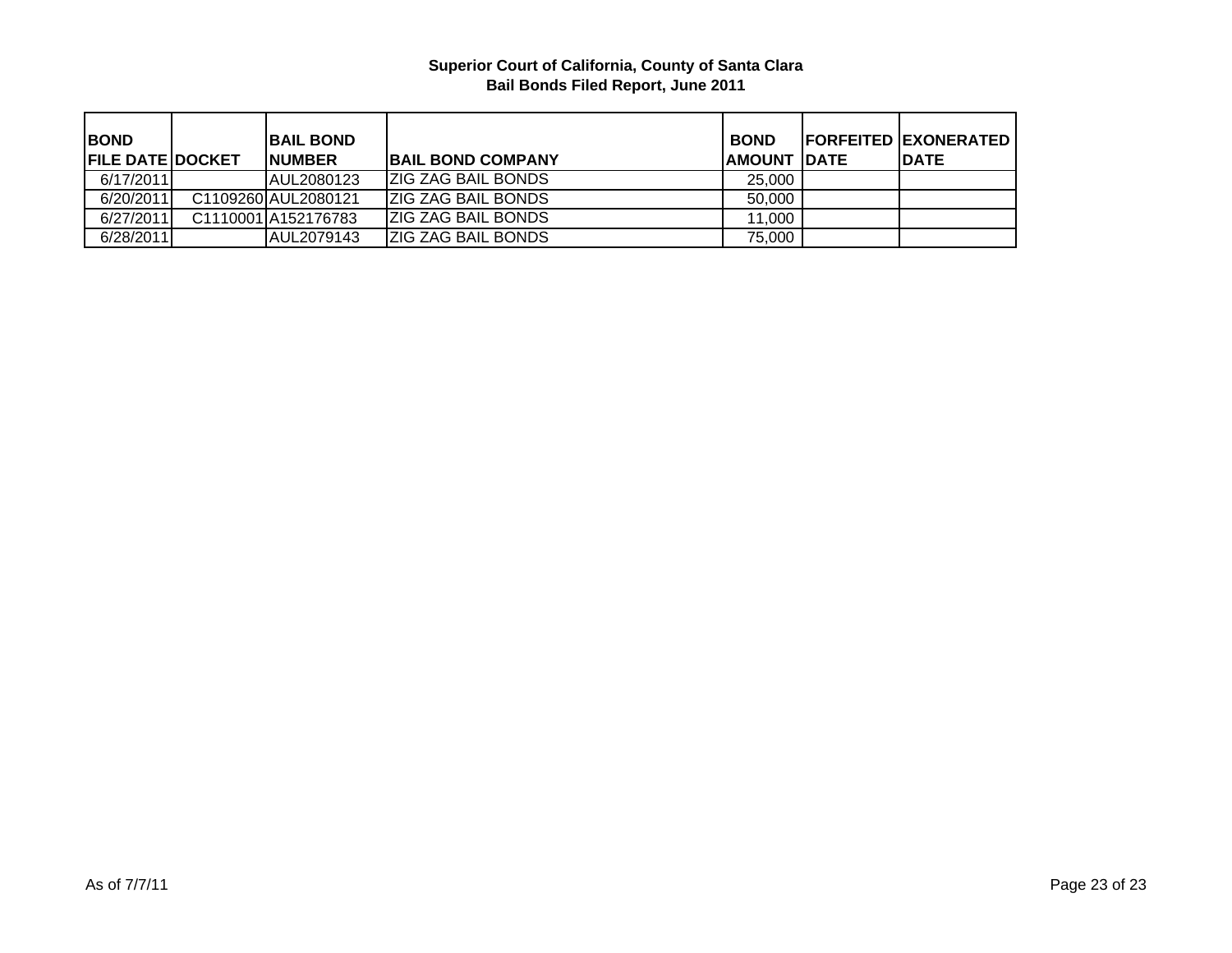**Superior Court of California, County of Santa Clara**
**Bail Bonds Filed Report, June 2011**

| BOND FILE DATE | DOCKET | BAIL BOND NUMBER | BAIL BOND COMPANY | BOND AMOUNT | FORFEITED DATE | EXONERATED DATE |
|---|---|---|---|---|---|---|
| 6/17/2011 | | AUL2080123 | ZIG ZAG BAIL BONDS | 25,000 | | |
| 6/20/2011 | C1109260 | AUL2080121 | ZIG ZAG BAIL BONDS | 50,000 | | |
| 6/27/2011 | C1110001 | A152176783 | ZIG ZAG BAIL BONDS | 11,000 | | |
| 6/28/2011 | | AUL2079143 | ZIG ZAG BAIL BONDS | 75,000 | | |

As of 7/7/11